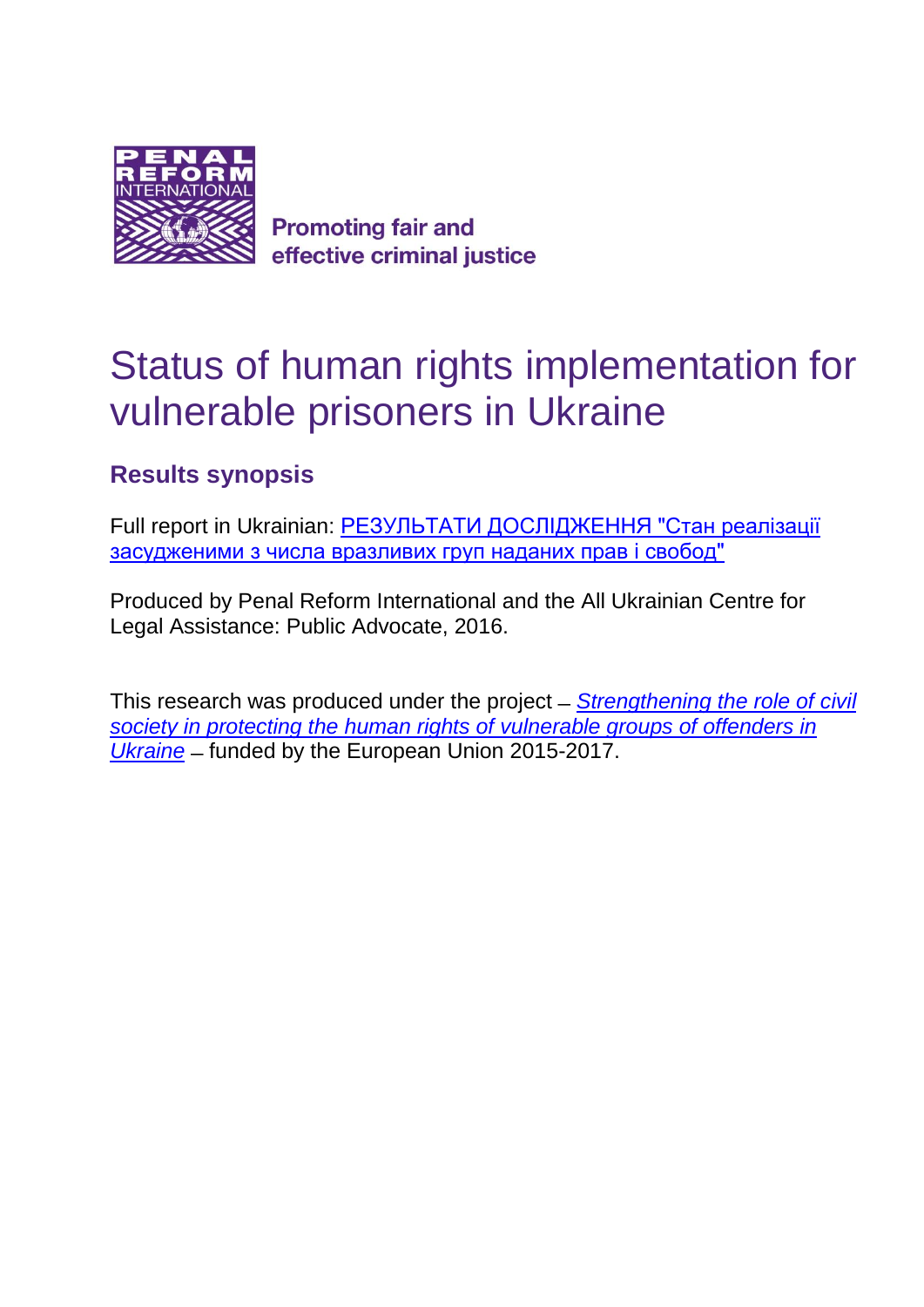PENAL REFORM INTERNATIONAL

**Promoting fair and effective criminal justice**

# Status of human rights implementation for vulnerable prisoners in Ukraine

## Results synopsis

Full report in Ukrainian: РЕЗУЛЬТАТИ ДОСЛІДЖЕННЯ "Стан реалізації засудженими з числа вразливих груп наданих прав і свобод"

Produced by Penal Reform International and the All Ukrainian Centre for Legal Assistance: Public Advocate, 2016.

This research was produced under the project – *Strengthening the role of civil society in protecting the human rights of vulnerable groups of offenders in Ukraine* – funded by the European Union 2015-2017.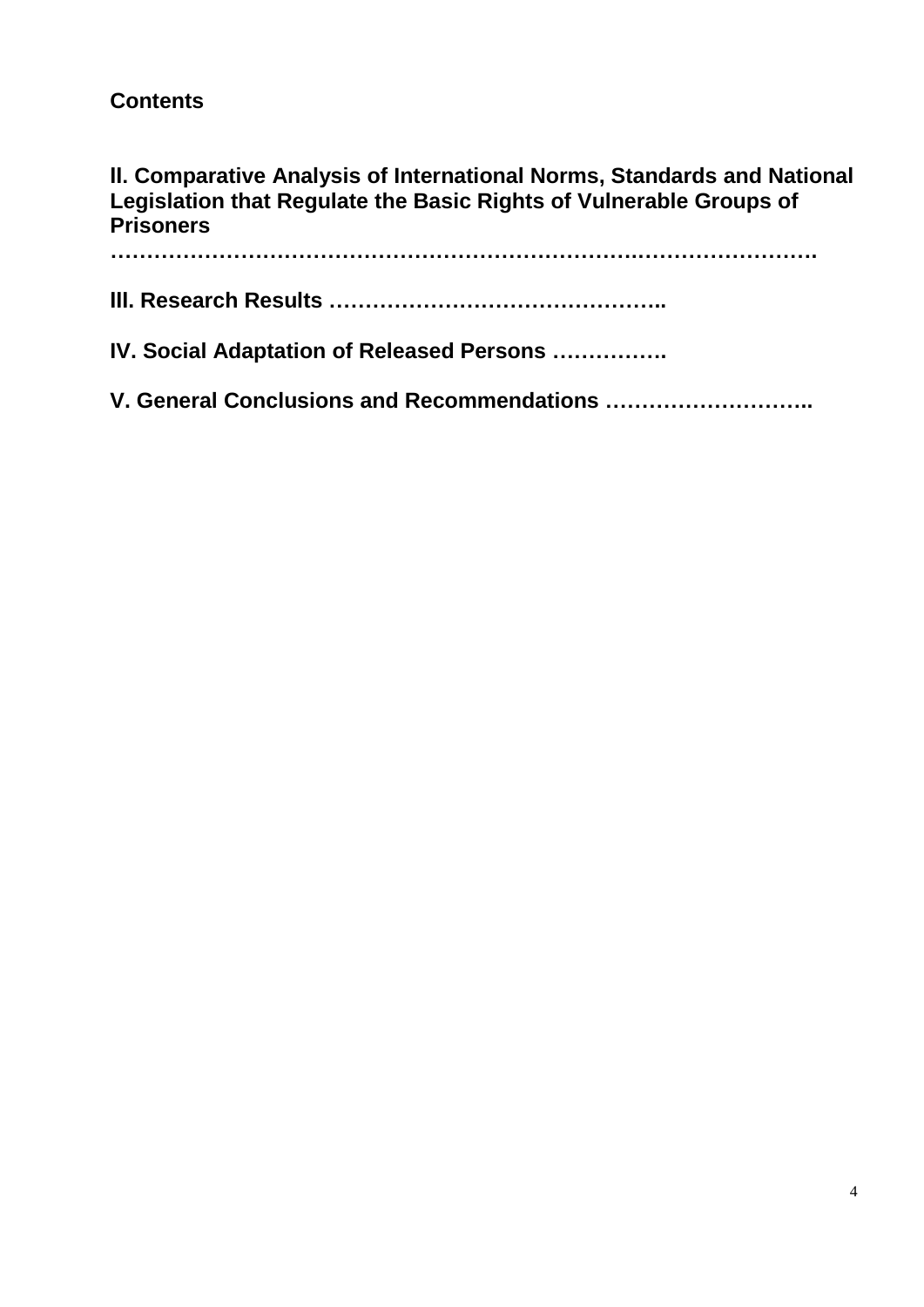**Contents**

**II. Comparative Analysis of International Norms, Standards and National Legislation that Regulate the Basic Rights of Vulnerable Groups of Prisoners ………………………………………………………….……………………….**

**III. Research Results ………………………………………..**

**IV. Social Adaptation of Released Persons …………….**

**V. General Conclusions and Recommendations ………………………..**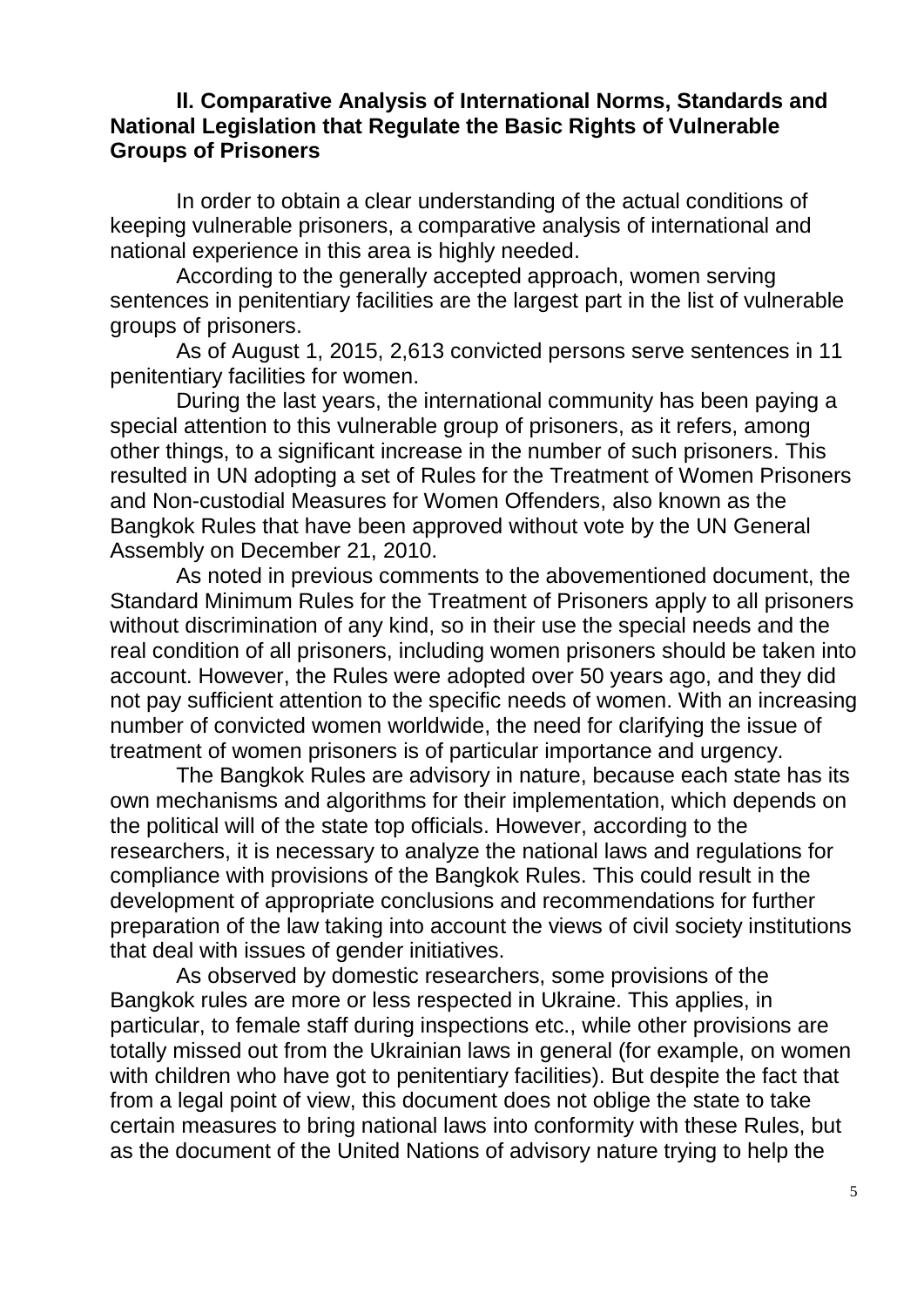## II. Comparative Analysis of International Norms, Standards and National Legislation that Regulate the Basic Rights of Vulnerable Groups of Prisoners

In order to obtain a clear understanding of the actual conditions of keeping vulnerable prisoners, a comparative analysis of international and national experience in this area is highly needed.

According to the generally accepted approach, women serving sentences in penitentiary facilities are the largest part in the list of vulnerable groups of prisoners.

As of August 1, 2015, 2,613 convicted persons serve sentences in 11 penitentiary facilities for women.

During the last years, the international community has been paying a special attention to this vulnerable group of prisoners, as it refers, among other things, to a significant increase in the number of such prisoners. This resulted in UN adopting a set of Rules for the Treatment of Women Prisoners and Non-custodial Measures for Women Offenders, also known as the Bangkok Rules that have been approved without vote by the UN General Assembly on December 21, 2010.

As noted in previous comments to the abovementioned document, the Standard Minimum Rules for the Treatment of Prisoners apply to all prisoners without discrimination of any kind, so in their use the special needs and the real condition of all prisoners, including women prisoners should be taken into account. However, the Rules were adopted over 50 years ago, and they did not pay sufficient attention to the specific needs of women. With an increasing number of convicted women worldwide, the need for clarifying the issue of treatment of women prisoners is of particular importance and urgency.

The Bangkok Rules are advisory in nature, because each state has its own mechanisms and algorithms for their implementation, which depends on the political will of the state top officials. However, according to the researchers, it is necessary to analyze the national laws and regulations for compliance with provisions of the Bangkok Rules. This could result in the development of appropriate conclusions and recommendations for further preparation of the law taking into account the views of civil society institutions that deal with issues of gender initiatives.

As observed by domestic researchers, some provisions of the Bangkok rules are more or less respected in Ukraine. This applies, in particular, to female staff during inspections etc., while other provisions are totally missed out from the Ukrainian laws in general (for example, on women with children who have got to penitentiary facilities). But despite the fact that from a legal point of view, this document does not oblige the state to take certain measures to bring national laws into conformity with these Rules, but as the document of the United Nations of advisory nature trying to help the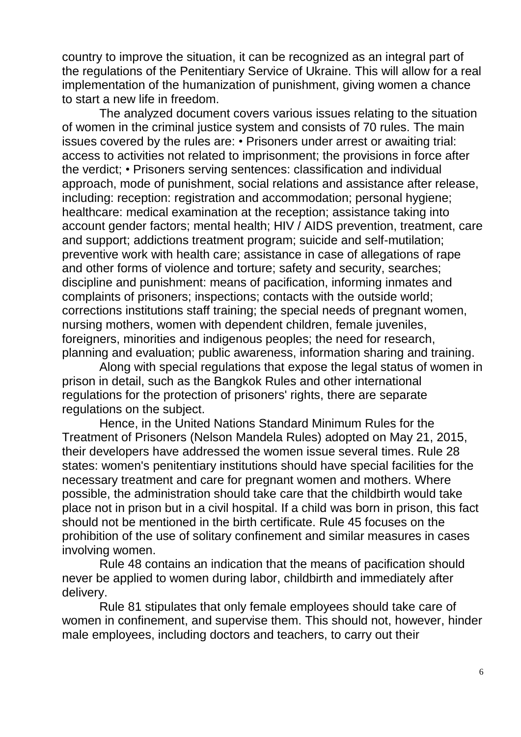country to improve the situation, it can be recognized as an integral part of the regulations of the Penitentiary Service of Ukraine. This will allow for a real implementation of the humanization of punishment, giving women a chance to start a new life in freedom.

The analyzed document covers various issues relating to the situation of women in the criminal justice system and consists of 70 rules. The main issues covered by the rules are: • Prisoners under arrest or awaiting trial: access to activities not related to imprisonment; the provisions in force after the verdict; • Prisoners serving sentences: classification and individual approach, mode of punishment, social relations and assistance after release, including: reception: registration and accommodation; personal hygiene; healthcare: medical examination at the reception; assistance taking into account gender factors; mental health; HIV / AIDS prevention, treatment, care and support; addictions treatment program; suicide and self-mutilation; preventive work with health care; assistance in case of allegations of rape and other forms of violence and torture; safety and security, searches; discipline and punishment: means of pacification, informing inmates and complaints of prisoners; inspections; contacts with the outside world; corrections institutions staff training; the special needs of pregnant women, nursing mothers, women with dependent children, female juveniles, foreigners, minorities and indigenous peoples; the need for research, planning and evaluation; public awareness, information sharing and training.

Along with special regulations that expose the legal status of women in prison in detail, such as the Bangkok Rules and other international regulations for the protection of prisoners' rights, there are separate regulations on the subject.

Hence, in the United Nations Standard Minimum Rules for the Treatment of Prisoners (Nelson Mandela Rules) adopted on May 21, 2015, their developers have addressed the women issue several times. Rule 28 states: women's penitentiary institutions should have special facilities for the necessary treatment and care for pregnant women and mothers. Where possible, the administration should take care that the childbirth would take place not in prison but in a civil hospital. If a child was born in prison, this fact should not be mentioned in the birth certificate. Rule 45 focuses on the prohibition of the use of solitary confinement and similar measures in cases involving women.

Rule 48 contains an indication that the means of pacification should never be applied to women during labor, childbirth and immediately after delivery.

Rule 81 stipulates that only female employees should take care of women in confinement, and supervise them. This should not, however, hinder male employees, including doctors and teachers, to carry out their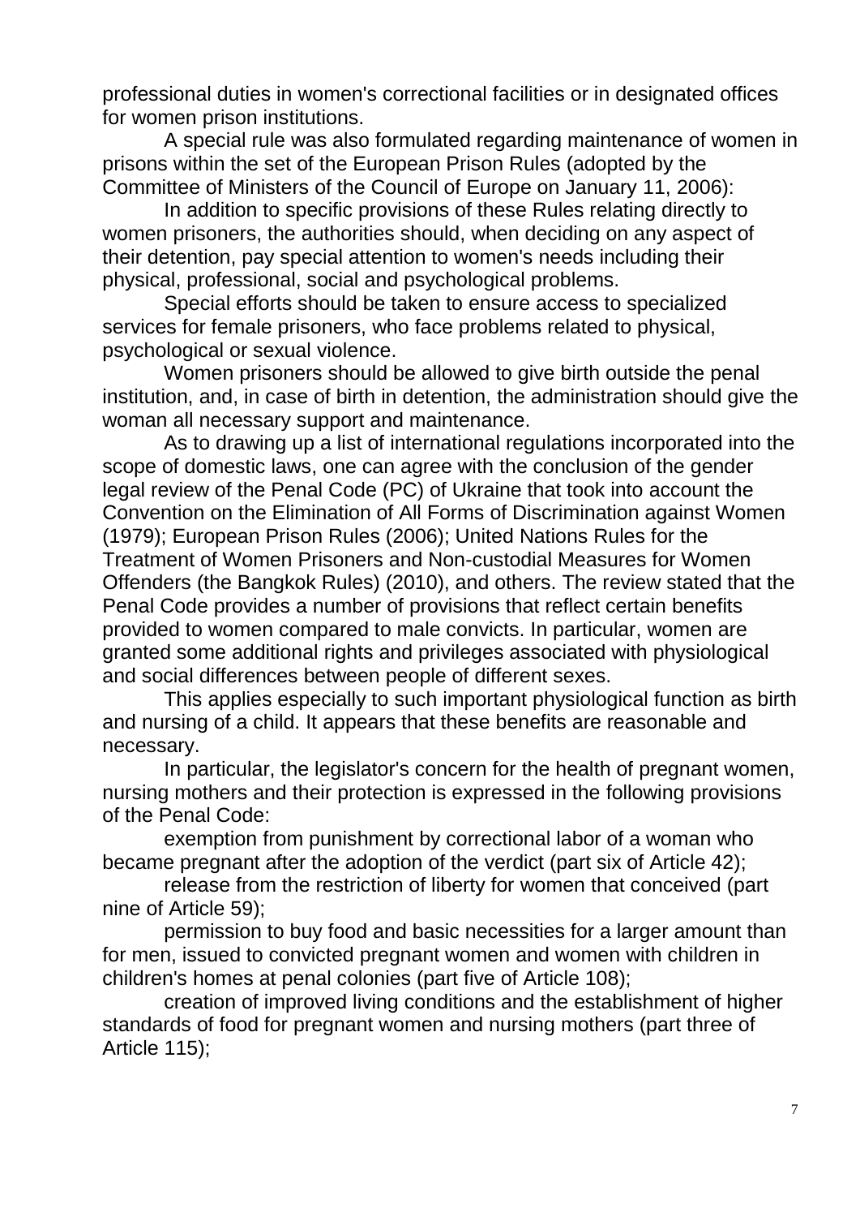professional duties in women's correctional facilities or in designated offices for women prison institutions.

A special rule was also formulated regarding maintenance of women in prisons within the set of the European Prison Rules (adopted by the Committee of Ministers of the Council of Europe on January 11, 2006):

In addition to specific provisions of these Rules relating directly to women prisoners, the authorities should, when deciding on any aspect of their detention, pay special attention to women's needs including their physical, professional, social and psychological problems.

Special efforts should be taken to ensure access to specialized services for female prisoners, who face problems related to physical, psychological or sexual violence.

Women prisoners should be allowed to give birth outside the penal institution, and, in case of birth in detention, the administration should give the woman all necessary support and maintenance.

As to drawing up a list of international regulations incorporated into the scope of domestic laws, one can agree with the conclusion of the gender legal review of the Penal Code (PC) of Ukraine that took into account the Convention on the Elimination of All Forms of Discrimination against Women (1979); European Prison Rules (2006); United Nations Rules for the Treatment of Women Prisoners and Non-custodial Measures for Women Offenders (the Bangkok Rules) (2010), and others. The review stated that the Penal Code provides a number of provisions that reflect certain benefits provided to women compared to male convicts. In particular, women are granted some additional rights and privileges associated with physiological and social differences between people of different sexes.

This applies especially to such important physiological function as birth and nursing of a child. It appears that these benefits are reasonable and necessary.

In particular, the legislator's concern for the health of pregnant women, nursing mothers and their protection is expressed in the following provisions of the Penal Code:

exemption from punishment by correctional labor of a woman who became pregnant after the adoption of the verdict (part six of Article 42);

release from the restriction of liberty for women that conceived (part nine of Article 59);

permission to buy food and basic necessities for a larger amount than for men, issued to convicted pregnant women and women with children in children's homes at penal colonies (part five of Article 108);

creation of improved living conditions and the establishment of higher standards of food for pregnant women and nursing mothers (part three of Article 115);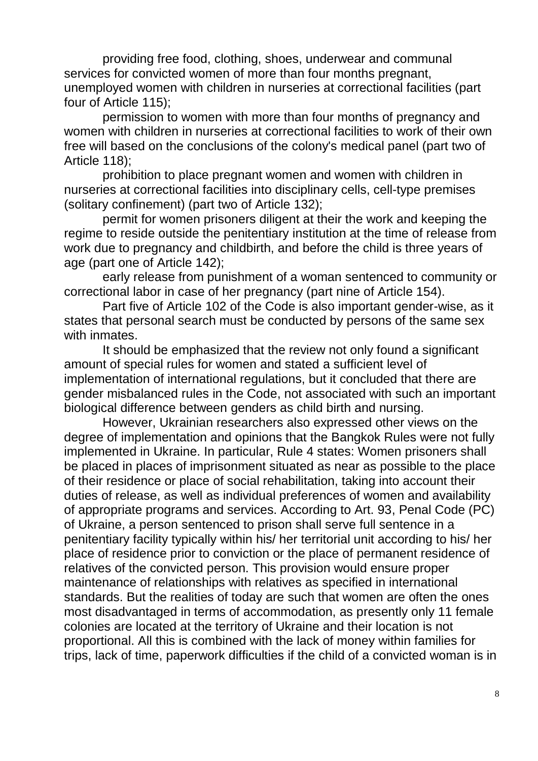providing free food, clothing, shoes, underwear and communal services for convicted women of more than four months pregnant, unemployed women with children in nurseries at correctional facilities (part four of Article 115);

permission to women with more than four months of pregnancy and women with children in nurseries at correctional facilities to work of their own free will based on the conclusions of the colony's medical panel (part two of Article 118);

prohibition to place pregnant women and women with children in nurseries at correctional facilities into disciplinary cells, cell-type premises (solitary confinement) (part two of Article 132);

permit for women prisoners diligent at their the work and keeping the regime to reside outside the penitentiary institution at the time of release from work due to pregnancy and childbirth, and before the child is three years of age (part one of Article 142);

early release from punishment of a woman sentenced to community or correctional labor in case of her pregnancy (part nine of Article 154).

Part five of Article 102 of the Code is also important gender-wise, as it states that personal search must be conducted by persons of the same sex with inmates.

It should be emphasized that the review not only found a significant amount of special rules for women and stated a sufficient level of implementation of international regulations, but it concluded that there are gender misbalanced rules in the Code, not associated with such an important biological difference between genders as child birth and nursing.

However, Ukrainian researchers also expressed other views on the degree of implementation and opinions that the Bangkok Rules were not fully implemented in Ukraine. In particular, Rule 4 states: Women prisoners shall be placed in places of imprisonment situated as near as possible to the place of their residence or place of social rehabilitation, taking into account their duties of release, as well as individual preferences of women and availability of appropriate programs and services. According to Art. 93, Penal Code (PC) of Ukraine, a person sentenced to prison shall serve full sentence in a penitentiary facility typically within his/ her territorial unit according to his/ her place of residence prior to conviction or the place of permanent residence of relatives of the convicted person. This provision would ensure proper maintenance of relationships with relatives as specified in international standards. But the realities of today are such that women are often the ones most disadvantaged in terms of accommodation, as presently only 11 female colonies are located at the territory of Ukraine and their location is not proportional. All this is combined with the lack of money within families for trips, lack of time, paperwork difficulties if the child of a convicted woman is in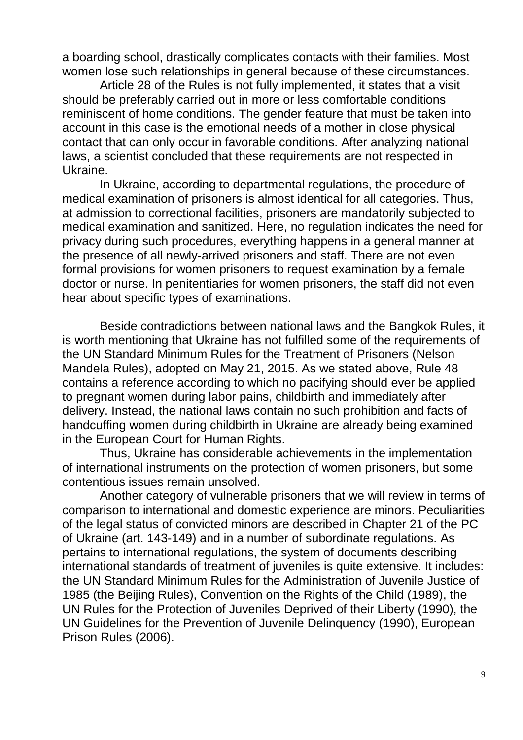a boarding school, drastically complicates contacts with their families. Most women lose such relationships in general because of these circumstances.

Article 28 of the Rules is not fully implemented, it states that a visit should be preferably carried out in more or less comfortable conditions reminiscent of home conditions. The gender feature that must be taken into account in this case is the emotional needs of a mother in close physical contact that can only occur in favorable conditions. After analyzing national laws, a scientist concluded that these requirements are not respected in Ukraine.

In Ukraine, according to departmental regulations, the procedure of medical examination of prisoners is almost identical for all categories. Thus, at admission to correctional facilities, prisoners are mandatorily subjected to medical examination and sanitized. Here, no regulation indicates the need for privacy during such procedures, everything happens in a general manner at the presence of all newly-arrived prisoners and staff. There are not even formal provisions for women prisoners to request examination by a female doctor or nurse. In penitentiaries for women prisoners, the staff did not even hear about specific types of examinations.

Beside contradictions between national laws and the Bangkok Rules, it is worth mentioning that Ukraine has not fulfilled some of the requirements of the UN Standard Minimum Rules for the Treatment of Prisoners (Nelson Mandela Rules), adopted on May 21, 2015. As we stated above, Rule 48 contains a reference according to which no pacifying should ever be applied to pregnant women during labor pains, childbirth and immediately after delivery. Instead, the national laws contain no such prohibition and facts of handcuffing women during childbirth in Ukraine are already being examined in the European Court for Human Rights.

Thus, Ukraine has considerable achievements in the implementation of international instruments on the protection of women prisoners, but some contentious issues remain unsolved.

Another category of vulnerable prisoners that we will review in terms of comparison to international and domestic experience are minors. Peculiarities of the legal status of convicted minors are described in Chapter 21 of the PC of Ukraine (art. 143-149) and in a number of subordinate regulations. As pertains to international regulations, the system of documents describing international standards of treatment of juveniles is quite extensive. It includes: the UN Standard Minimum Rules for the Administration of Juvenile Justice of 1985 (the Beijing Rules), Convention on the Rights of the Child (1989), the UN Rules for the Protection of Juveniles Deprived of their Liberty (1990), the UN Guidelines for the Prevention of Juvenile Delinquency (1990), European Prison Rules (2006).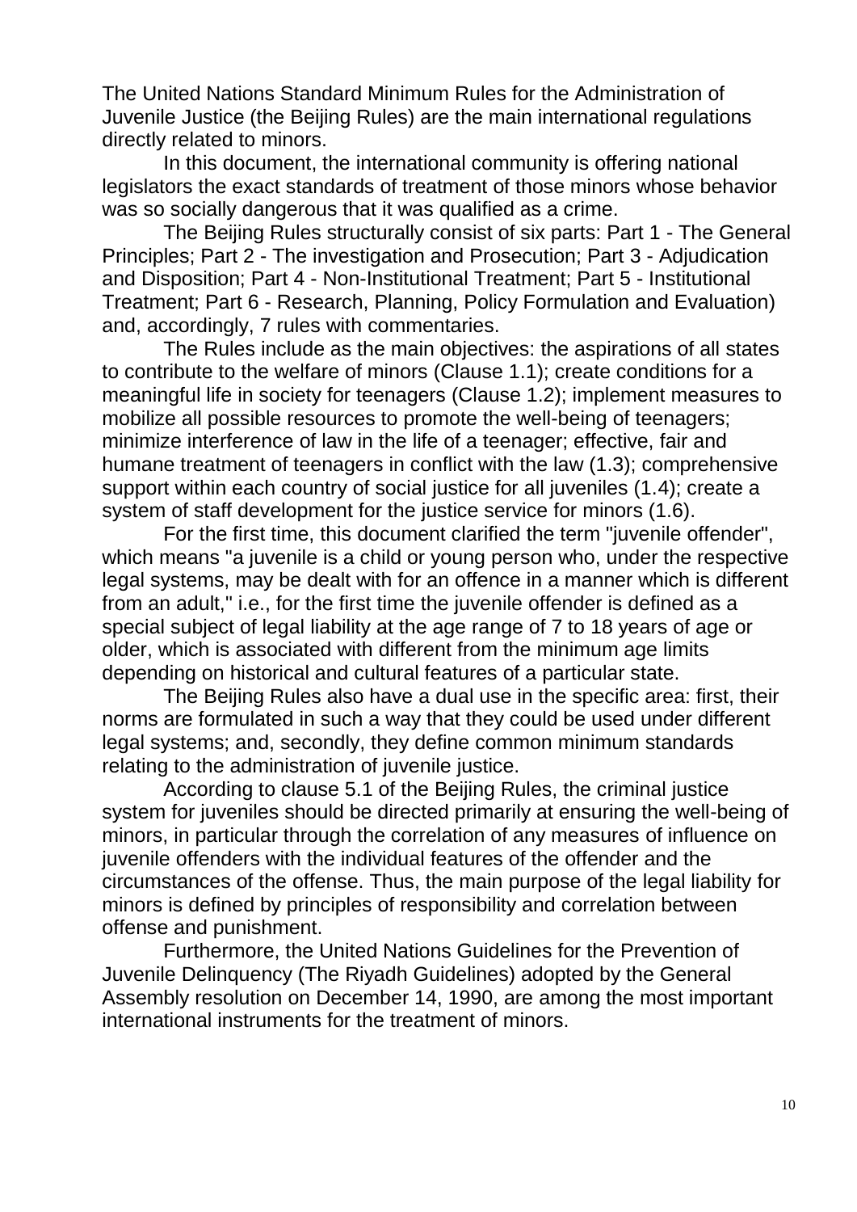The United Nations Standard Minimum Rules for the Administration of Juvenile Justice (the Beijing Rules) are the main international regulations directly related to minors.

In this document, the international community is offering national legislators the exact standards of treatment of those minors whose behavior was so socially dangerous that it was qualified as a crime.

The Beijing Rules structurally consist of six parts: Part 1 - The General Principles; Part 2 - The investigation and Prosecution; Part 3 - Adjudication and Disposition; Part 4 - Non-Institutional Treatment; Part 5 - Institutional Treatment; Part 6 - Research, Planning, Policy Formulation and Evaluation) and, accordingly, 7 rules with commentaries.

The Rules include as the main objectives: the aspirations of all states to contribute to the welfare of minors (Clause 1.1); create conditions for a meaningful life in society for teenagers (Clause 1.2); implement measures to mobilize all possible resources to promote the well-being of teenagers; minimize interference of law in the life of a teenager; effective, fair and humane treatment of teenagers in conflict with the law (1.3); comprehensive support within each country of social justice for all juveniles (1.4); create a system of staff development for the justice service for minors (1.6).

For the first time, this document clarified the term "juvenile offender", which means "a juvenile is a child or young person who, under the respective legal systems, may be dealt with for an offence in a manner which is different from an adult," i.e., for the first time the juvenile offender is defined as a special subject of legal liability at the age range of 7 to 18 years of age or older, which is associated with different from the minimum age limits depending on historical and cultural features of a particular state.

The Beijing Rules also have a dual use in the specific area: first, their norms are formulated in such a way that they could be used under different legal systems; and, secondly, they define common minimum standards relating to the administration of juvenile justice.

According to clause 5.1 of the Beijing Rules, the criminal justice system for juveniles should be directed primarily at ensuring the well-being of minors, in particular through the correlation of any measures of influence on juvenile offenders with the individual features of the offender and the circumstances of the offense. Thus, the main purpose of the legal liability for minors is defined by principles of responsibility and correlation between offense and punishment.

Furthermore, the United Nations Guidelines for the Prevention of Juvenile Delinquency (The Riyadh Guidelines) adopted by the General Assembly resolution on December 14, 1990, are among the most important international instruments for the treatment of minors.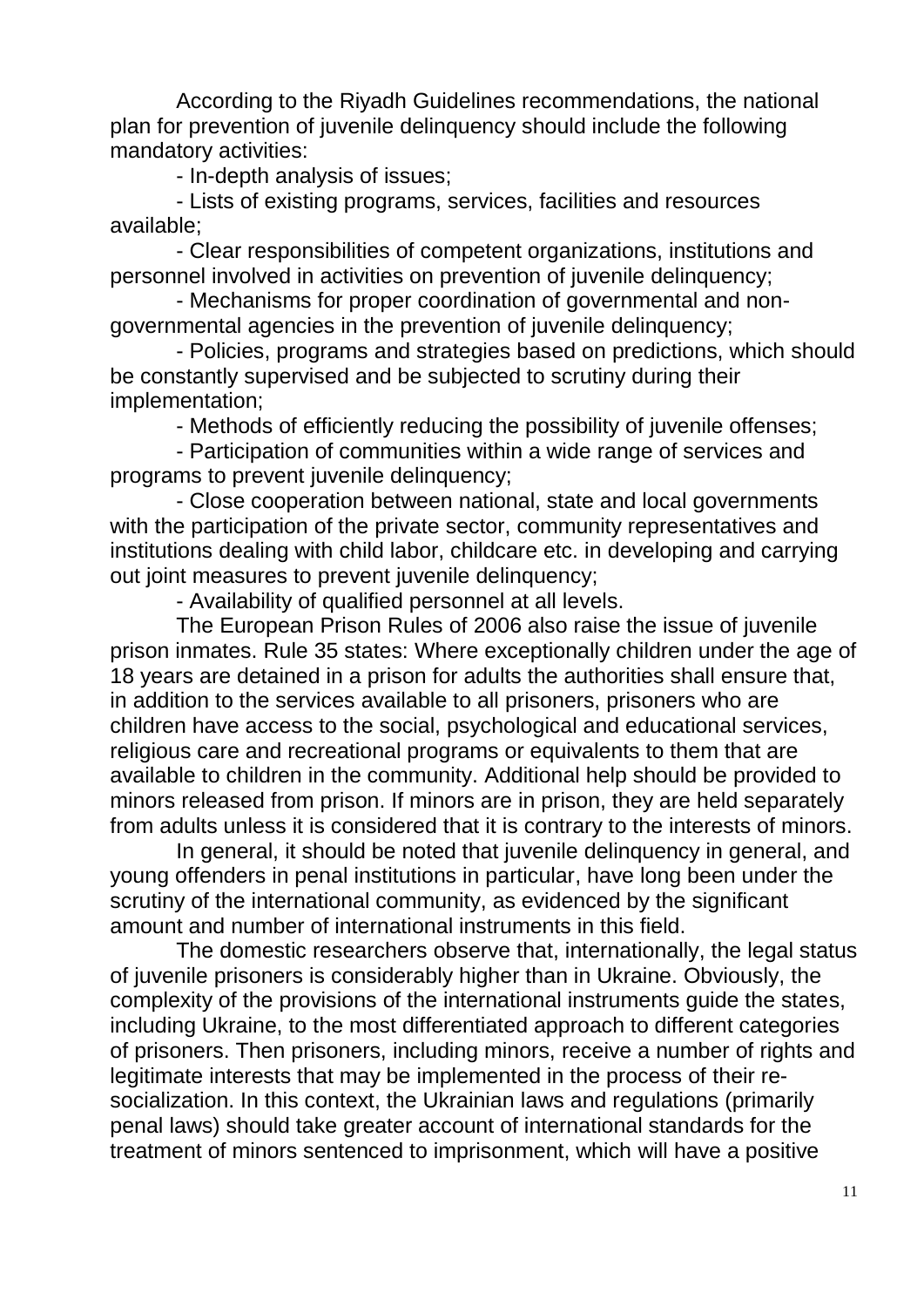According to the Riyadh Guidelines recommendations, the national plan for prevention of juvenile delinquency should include the following mandatory activities:

- In-depth analysis of issues;
- Lists of existing programs, services, facilities and resources available;
- Clear responsibilities of competent organizations, institutions and personnel involved in activities on prevention of juvenile delinquency;
- Mechanisms for proper coordination of governmental and non-governmental agencies in the prevention of juvenile delinquency;
- Policies, programs and strategies based on predictions, which should be constantly supervised and be subjected to scrutiny during their implementation;
- Methods of efficiently reducing the possibility of juvenile offenses;
- Participation of communities within a wide range of services and programs to prevent juvenile delinquency;
- Close cooperation between national, state and local governments with the participation of the private sector, community representatives and institutions dealing with child labor, childcare etc. in developing and carrying out joint measures to prevent juvenile delinquency;
- Availability of qualified personnel at all levels.

The European Prison Rules of 2006 also raise the issue of juvenile prison inmates. Rule 35 states: Where exceptionally children under the age of 18 years are detained in a prison for adults the authorities shall ensure that, in addition to the services available to all prisoners, prisoners who are children have access to the social, psychological and educational services, religious care and recreational programs or equivalents to them that are available to children in the community. Additional help should be provided to minors released from prison. If minors are in prison, they are held separately from adults unless it is considered that it is contrary to the interests of minors.

In general, it should be noted that juvenile delinquency in general, and young offenders in penal institutions in particular, have long been under the scrutiny of the international community, as evidenced by the significant amount and number of international instruments in this field.

The domestic researchers observe that, internationally, the legal status of juvenile prisoners is considerably higher than in Ukraine. Obviously, the complexity of the provisions of the international instruments guide the states, including Ukraine, to the most differentiated approach to different categories of prisoners. Then prisoners, including minors, receive a number of rights and legitimate interests that may be implemented in the process of their re-socialization. In this context, the Ukrainian laws and regulations (primarily penal laws) should take greater account of international standards for the treatment of minors sentenced to imprisonment, which will have a positive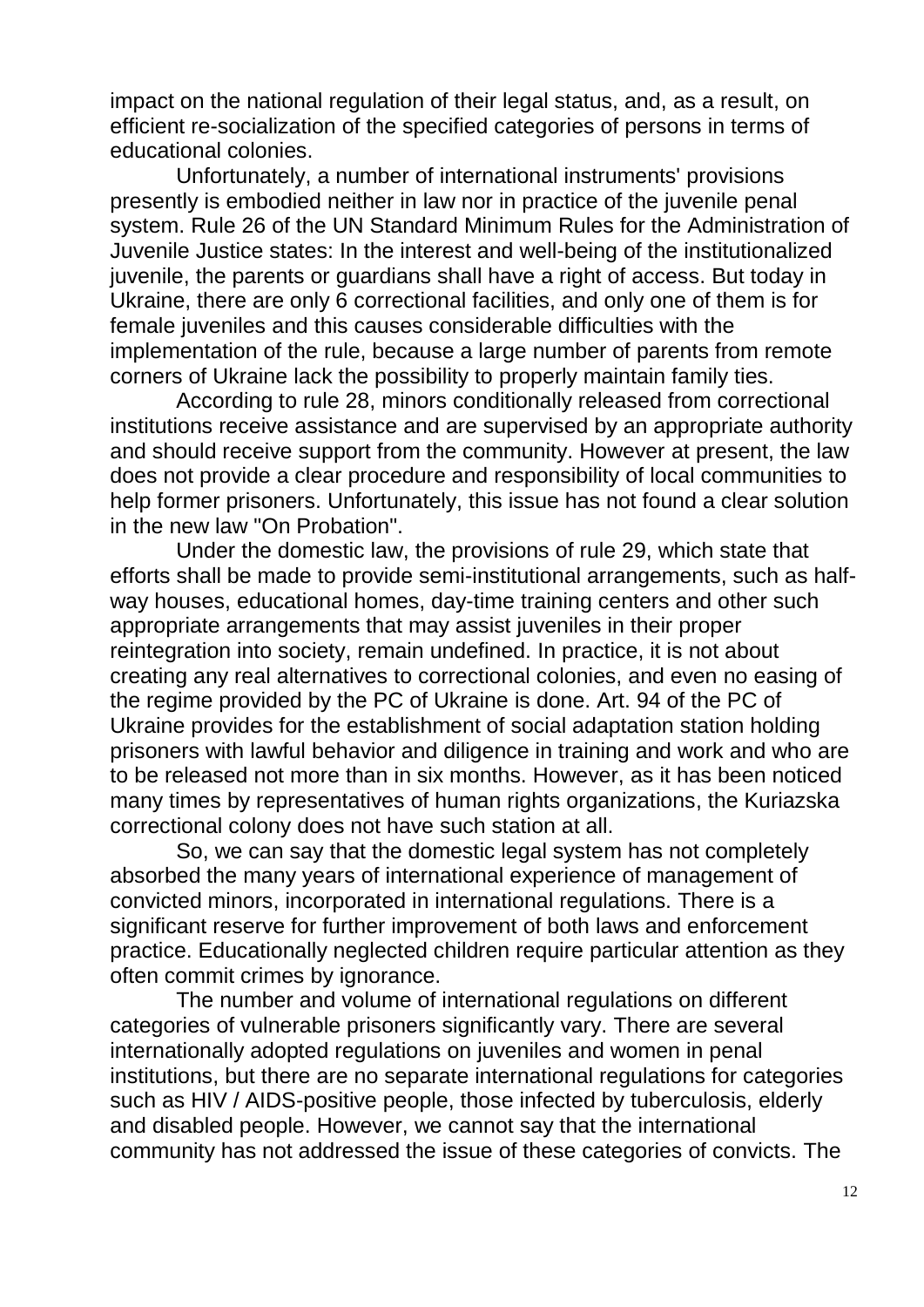impact on the national regulation of their legal status, and, as a result, on efficient re-socialization of the specified categories of persons in terms of educational colonies.

Unfortunately, a number of international instruments' provisions presently is embodied neither in law nor in practice of the juvenile penal system. Rule 26 of the UN Standard Minimum Rules for the Administration of Juvenile Justice states: In the interest and well-being of the institutionalized juvenile, the parents or guardians shall have a right of access. But today in Ukraine, there are only 6 correctional facilities, and only one of them is for female juveniles and this causes considerable difficulties with the implementation of the rule, because a large number of parents from remote corners of Ukraine lack the possibility to properly maintain family ties.

According to rule 28, minors conditionally released from correctional institutions receive assistance and are supervised by an appropriate authority and should receive support from the community. However at present, the law does not provide a clear procedure and responsibility of local communities to help former prisoners. Unfortunately, this issue has not found a clear solution in the new law "On Probation".

Under the domestic law, the provisions of rule 29, which state that efforts shall be made to provide semi-institutional arrangements, such as half-way houses, educational homes, day-time training centers and other such appropriate arrangements that may assist juveniles in their proper reintegration into society, remain undefined. In practice, it is not about creating any real alternatives to correctional colonies, and even no easing of the regime provided by the PC of Ukraine is done. Art. 94 of the PC of Ukraine provides for the establishment of social adaptation station holding prisoners with lawful behavior and diligence in training and work and who are to be released not more than in six months. However, as it has been noticed many times by representatives of human rights organizations, the Kuriazska correctional colony does not have such station at all.

So, we can say that the domestic legal system has not completely absorbed the many years of international experience of management of convicted minors, incorporated in international regulations. There is a significant reserve for further improvement of both laws and enforcement practice. Educationally neglected children require particular attention as they often commit crimes by ignorance.

The number and volume of international regulations on different categories of vulnerable prisoners significantly vary. There are several internationally adopted regulations on juveniles and women in penal institutions, but there are no separate international regulations for categories such as HIV / AIDS-positive people, those infected by tuberculosis, elderly and disabled people. However, we cannot say that the international community has not addressed the issue of these categories of convicts. The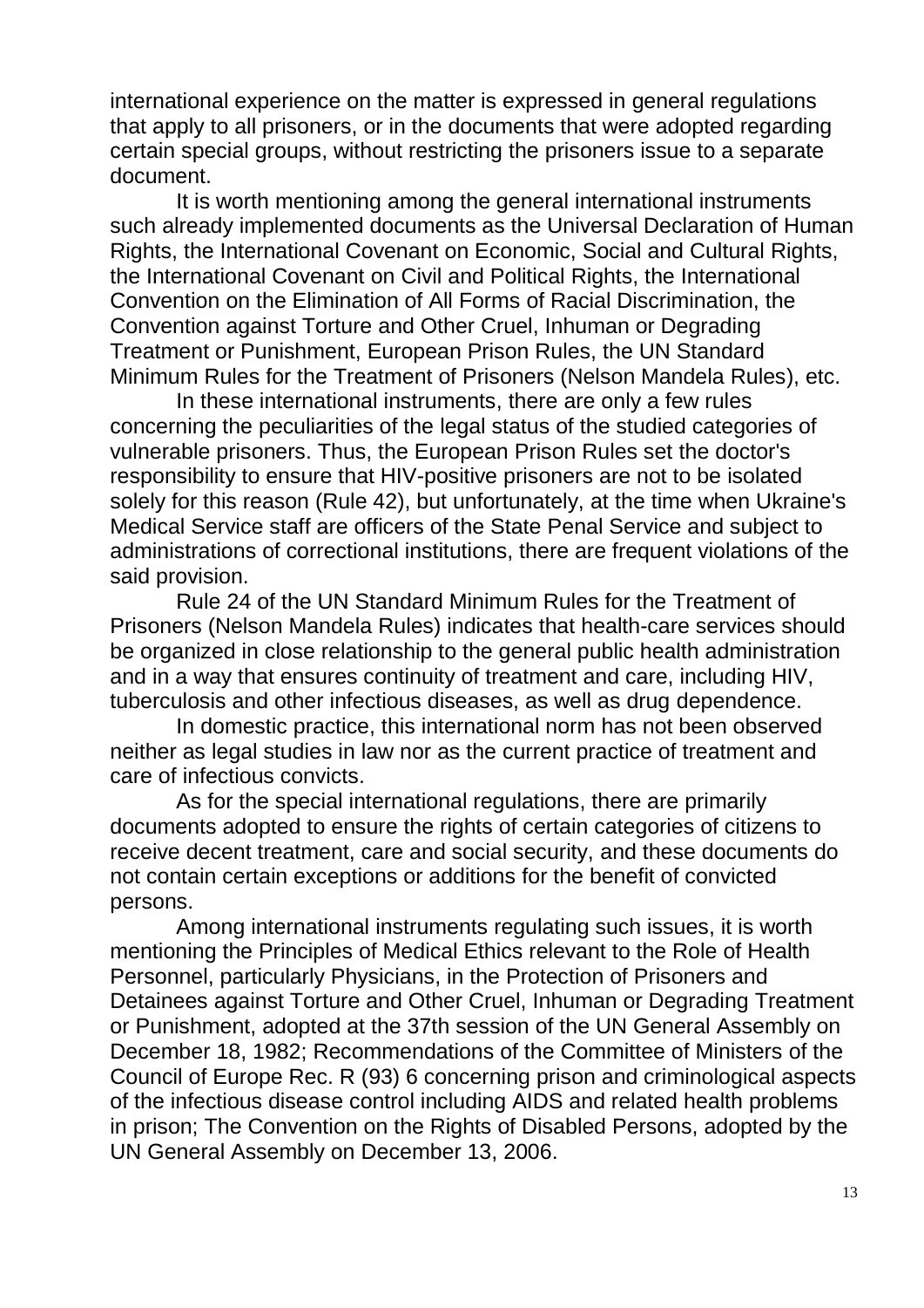international experience on the matter is expressed in general regulations that apply to all prisoners, or in the documents that were adopted regarding certain special groups, without restricting the prisoners issue to a separate document.

It is worth mentioning among the general international instruments such already implemented documents as the Universal Declaration of Human Rights, the International Covenant on Economic, Social and Cultural Rights, the International Covenant on Civil and Political Rights, the International Convention on the Elimination of All Forms of Racial Discrimination, the Convention against Torture and Other Cruel, Inhuman or Degrading Treatment or Punishment, European Prison Rules, the UN Standard Minimum Rules for the Treatment of Prisoners (Nelson Mandela Rules), etc.

In these international instruments, there are only a few rules concerning the peculiarities of the legal status of the studied categories of vulnerable prisoners. Thus, the European Prison Rules set the doctor's responsibility to ensure that HIV-positive prisoners are not to be isolated solely for this reason (Rule 42), but unfortunately, at the time when Ukraine's Medical Service staff are officers of the State Penal Service and subject to administrations of correctional institutions, there are frequent violations of the said provision.

Rule 24 of the UN Standard Minimum Rules for the Treatment of Prisoners (Nelson Mandela Rules) indicates that health-care services should be organized in close relationship to the general public health administration and in a way that ensures continuity of treatment and care, including HIV, tuberculosis and other infectious diseases, as well as drug dependence.

In domestic practice, this international norm has not been observed neither as legal studies in law nor as the current practice of treatment and care of infectious convicts.

As for the special international regulations, there are primarily documents adopted to ensure the rights of certain categories of citizens to receive decent treatment, care and social security, and these documents do not contain certain exceptions or additions for the benefit of convicted persons.

Among international instruments regulating such issues, it is worth mentioning the Principles of Medical Ethics relevant to the Role of Health Personnel, particularly Physicians, in the Protection of Prisoners and Detainees against Torture and Other Cruel, Inhuman or Degrading Treatment or Punishment, adopted at the 37th session of the UN General Assembly on December 18, 1982; Recommendations of the Committee of Ministers of the Council of Europe Rec. R (93) 6 concerning prison and criminological aspects of the infectious disease control including AIDS and related health problems in prison; The Convention on the Rights of Disabled Persons, adopted by the UN General Assembly on December 13, 2006.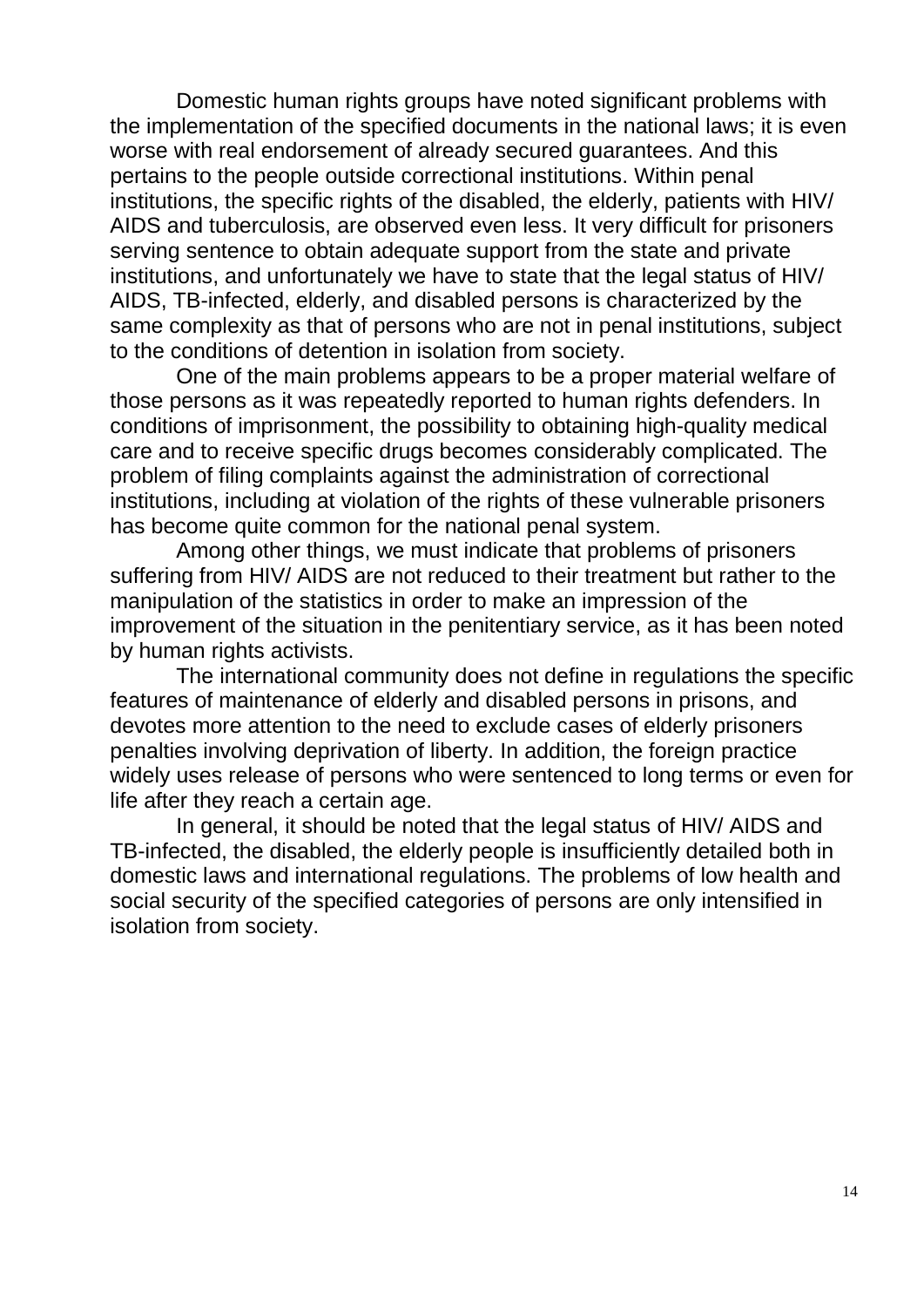Domestic human rights groups have noted significant problems with the implementation of the specified documents in the national laws; it is even worse with real endorsement of already secured guarantees. And this pertains to the people outside correctional institutions. Within penal institutions, the specific rights of the disabled, the elderly, patients with HIV/ AIDS and tuberculosis, are observed even less. It very difficult for prisoners serving sentence to obtain adequate support from the state and private institutions, and unfortunately we have to state that the legal status of HIV/ AIDS, TB-infected, elderly, and disabled persons is characterized by the same complexity as that of persons who are not in penal institutions, subject to the conditions of detention in isolation from society.

One of the main problems appears to be a proper material welfare of those persons as it was repeatedly reported to human rights defenders. In conditions of imprisonment, the possibility to obtaining high-quality medical care and to receive specific drugs becomes considerably complicated. The problem of filing complaints against the administration of correctional institutions, including at violation of the rights of these vulnerable prisoners has become quite common for the national penal system.

Among other things, we must indicate that problems of prisoners suffering from HIV/ AIDS are not reduced to their treatment but rather to the manipulation of the statistics in order to make an impression of the improvement of the situation in the penitentiary service, as it has been noted by human rights activists.

The international community does not define in regulations the specific features of maintenance of elderly and disabled persons in prisons, and devotes more attention to the need to exclude cases of elderly prisoners penalties involving deprivation of liberty. In addition, the foreign practice widely uses release of persons who were sentenced to long terms or even for life after they reach a certain age.

In general, it should be noted that the legal status of HIV/ AIDS and TB-infected, the disabled, the elderly people is insufficiently detailed both in domestic laws and international regulations. The problems of low health and social security of the specified categories of persons are only intensified in isolation from society.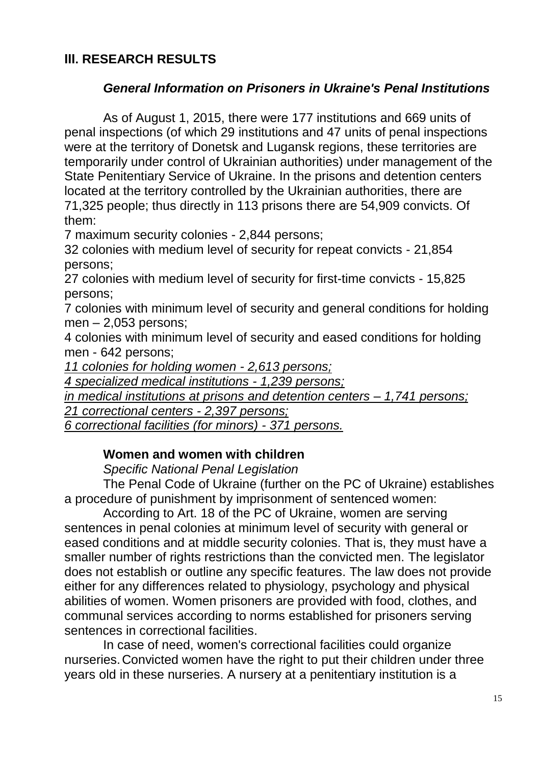## III. RESEARCH RESULTS

### *General Information on Prisoners in Ukraine's Penal Institutions*

As of August 1, 2015, there were 177 institutions and 669 units of penal inspections (of which 29 institutions and 47 units of penal inspections were at the territory of Donetsk and Lugansk regions, these territories are temporarily under control of Ukrainian authorities) under management of the State Penitentiary Service of Ukraine. In the prisons and detention centers located at the territory controlled by the Ukrainian authorities, there are 71,325 people; thus directly in 113 prisons there are 54,909 convicts. Of them:

7 maximum security colonies - 2,844 persons;
32 colonies with medium level of security for repeat convicts - 21,854 persons;
27 colonies with medium level of security for first-time convicts - 15,825 persons;
7 colonies with minimum level of security and general conditions for holding men – 2,053 persons;
4 colonies with minimum level of security and eased conditions for holding men - 642 persons;
*11 colonies for holding women - 2,613 persons;*
*4 specialized medical institutions - 1,239 persons;*
*in medical institutions at prisons and detention centers – 1,741 persons;*
*21 correctional centers - 2,397 persons;*
*6 correctional facilities (for minors) - 371 persons.*

**Women and women with children**

*Specific National Penal Legislation*

The Penal Code of Ukraine (further on the PC of Ukraine) establishes a procedure of punishment by imprisonment of sentenced women:

According to Art. 18 of the PC of Ukraine, women are serving sentences in penal colonies at minimum level of security with general or eased conditions and at middle security colonies. That is, they must have a smaller number of rights restrictions than the convicted men. The legislator does not establish or outline any specific features. The law does not provide either for any differences related to physiology, psychology and physical abilities of women. Women prisoners are provided with food, clothes, and communal services according to norms established for prisoners serving sentences in correctional facilities.

In case of need, women's correctional facilities could organize nurseries. Convicted women have the right to put their children under three years old in these nurseries. A nursery at a penitentiary institution is a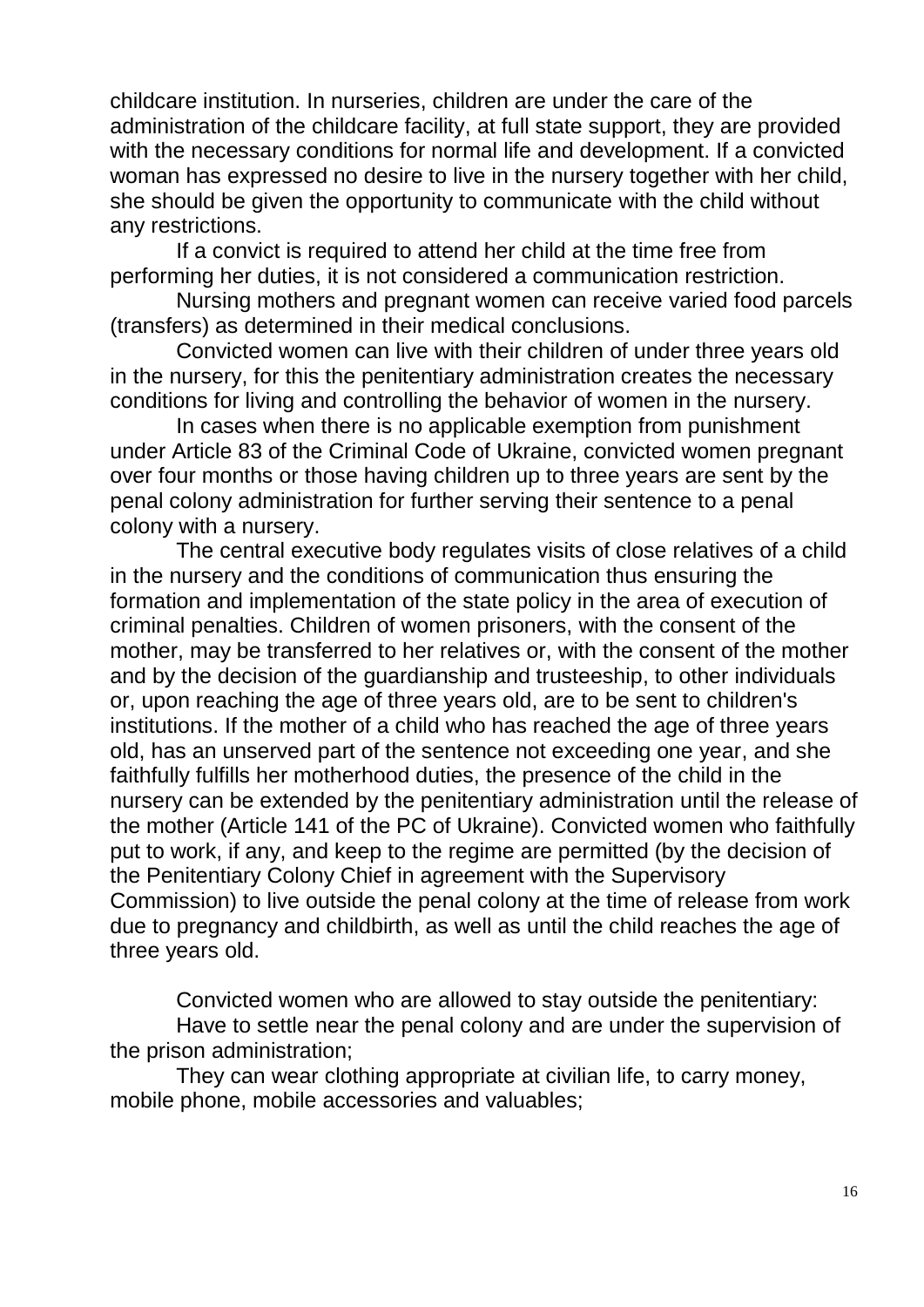childcare institution. In nurseries, children are under the care of the administration of the childcare facility, at full state support, they are provided with the necessary conditions for normal life and development. If a convicted woman has expressed no desire to live in the nursery together with her child, she should be given the opportunity to communicate with the child without any restrictions.

If a convict is required to attend her child at the time free from performing her duties, it is not considered a communication restriction.

Nursing mothers and pregnant women can receive varied food parcels (transfers) as determined in their medical conclusions.

Convicted women can live with their children of under three years old in the nursery, for this the penitentiary administration creates the necessary conditions for living and controlling the behavior of women in the nursery.

In cases when there is no applicable exemption from punishment under Article 83 of the Criminal Code of Ukraine, convicted women pregnant over four months or those having children up to three years are sent by the penal colony administration for further serving their sentence to a penal colony with a nursery.

The central executive body regulates visits of close relatives of a child in the nursery and the conditions of communication thus ensuring the formation and implementation of the state policy in the area of execution of criminal penalties. Children of women prisoners, with the consent of the mother, may be transferred to her relatives or, with the consent of the mother and by the decision of the guardianship and trusteeship, to other individuals or, upon reaching the age of three years old, are to be sent to children's institutions. If the mother of a child who has reached the age of three years old, has an unserved part of the sentence not exceeding one year, and she faithfully fulfills her motherhood duties, the presence of the child in the nursery can be extended by the penitentiary administration until the release of the mother (Article 141 of the PC of Ukraine). Convicted women who faithfully put to work, if any, and keep to the regime are permitted (by the decision of the Penitentiary Colony Chief in agreement with the Supervisory Commission) to live outside the penal colony at the time of release from work due to pregnancy and childbirth, as well as until the child reaches the age of three years old.

Convicted women who are allowed to stay outside the penitentiary:

Have to settle near the penal colony and are under the supervision of the prison administration;

They can wear clothing appropriate at civilian life, to carry money, mobile phone, mobile accessories and valuables;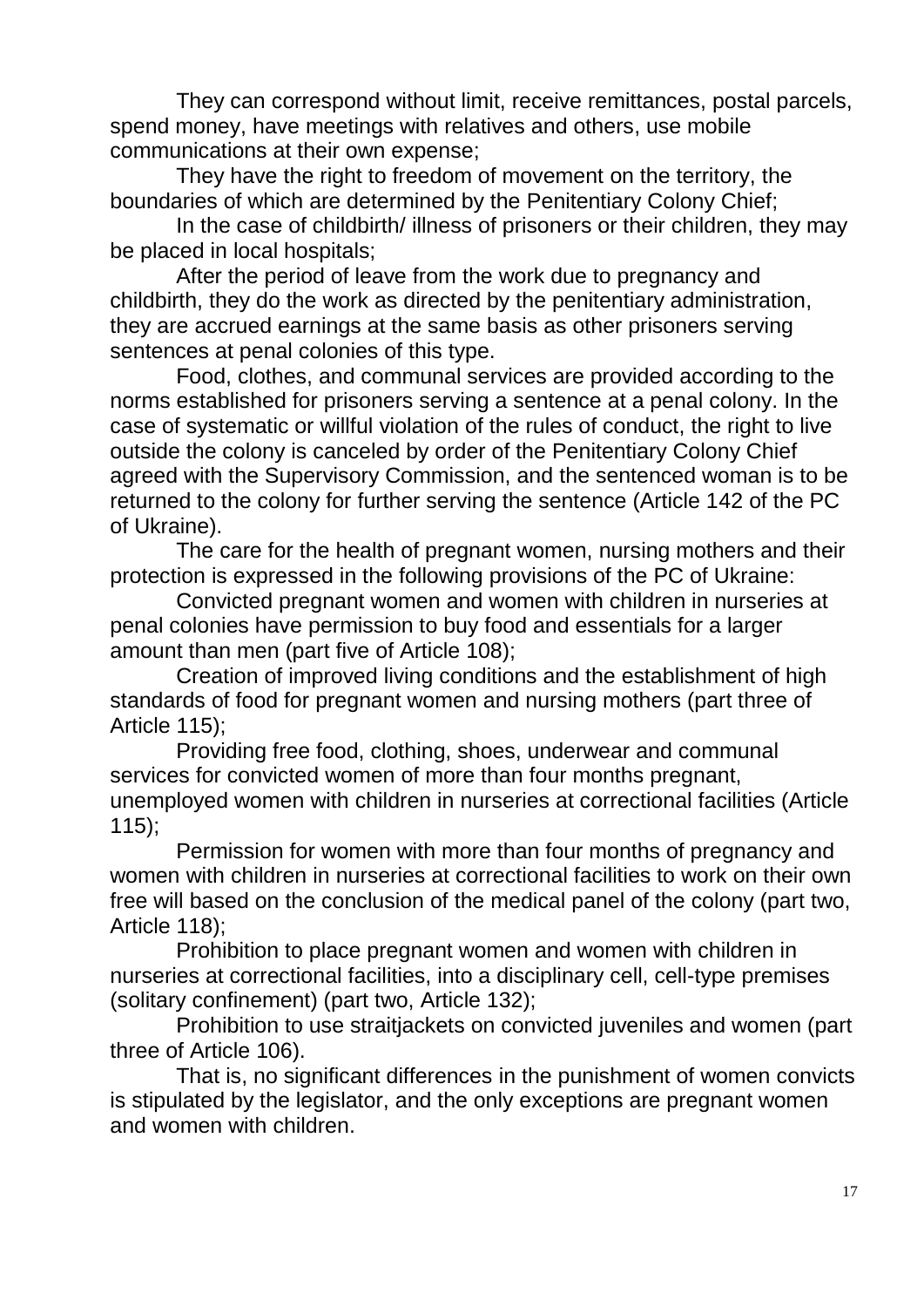They can correspond without limit, receive remittances, postal parcels, spend money, have meetings with relatives and others, use mobile communications at their own expense;

They have the right to freedom of movement on the territory, the boundaries of which are determined by the Penitentiary Colony Chief;

In the case of childbirth/ illness of prisoners or their children, they may be placed in local hospitals;

After the period of leave from the work due to pregnancy and childbirth, they do the work as directed by the penitentiary administration, they are accrued earnings at the same basis as other prisoners serving sentences at penal colonies of this type.

Food, clothes, and communal services are provided according to the norms established for prisoners serving a sentence at a penal colony. In the case of systematic or willful violation of the rules of conduct, the right to live outside the colony is canceled by order of the Penitentiary Colony Chief agreed with the Supervisory Commission, and the sentenced woman is to be returned to the colony for further serving the sentence (Article 142 of the PC of Ukraine).

The care for the health of pregnant women, nursing mothers and their protection is expressed in the following provisions of the PC of Ukraine:

Convicted pregnant women and women with children in nurseries at penal colonies have permission to buy food and essentials for a larger amount than men (part five of Article 108);

Creation of improved living conditions and the establishment of high standards of food for pregnant women and nursing mothers (part three of Article 115);

Providing free food, clothing, shoes, underwear and communal services for convicted women of more than four months pregnant, unemployed women with children in nurseries at correctional facilities (Article 115);

Permission for women with more than four months of pregnancy and women with children in nurseries at correctional facilities to work on their own free will based on the conclusion of the medical panel of the colony (part two, Article 118);

Prohibition to place pregnant women and women with children in nurseries at correctional facilities, into a disciplinary cell, cell-type premises (solitary confinement) (part two, Article 132);

Prohibition to use straitjackets on convicted juveniles and women (part three of Article 106).

That is, no significant differences in the punishment of women convicts is stipulated by the legislator, and the only exceptions are pregnant women and women with children.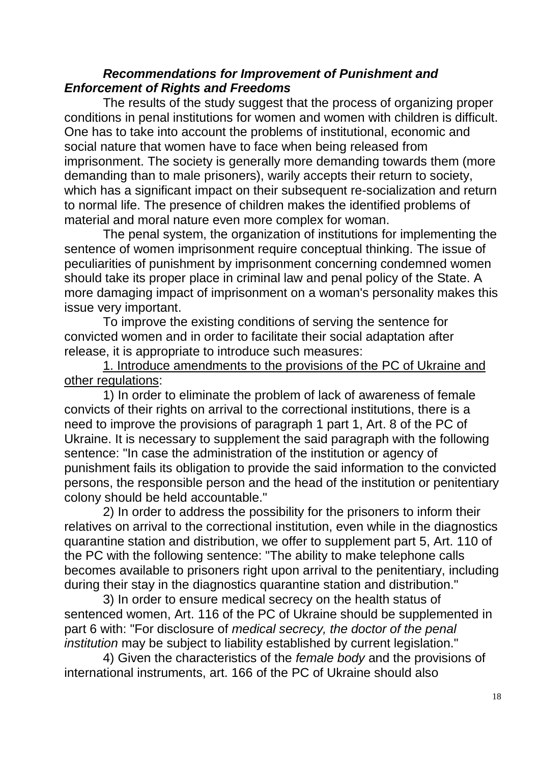***Recommendations for Improvement of Punishment and Enforcement of Rights and Freedoms***

The results of the study suggest that the process of organizing proper conditions in penal institutions for women and women with children is difficult. One has to take into account the problems of institutional, economic and social nature that women have to face when being released from imprisonment. The society is generally more demanding towards them (more demanding than to male prisoners), warily accepts their return to society, which has a significant impact on their subsequent re-socialization and return to normal life. The presence of children makes the identified problems of material and moral nature even more complex for woman.

The penal system, the organization of institutions for implementing the sentence of women imprisonment require conceptual thinking. The issue of peculiarities of punishment by imprisonment concerning condemned women should take its proper place in criminal law and penal policy of the State. A more damaging impact of imprisonment on a woman's personality makes this issue very important.

To improve the existing conditions of serving the sentence for convicted women and in order to facilitate their social adaptation after release, it is appropriate to introduce such measures:

1. Introduce amendments to the provisions of the PC of Ukraine and other regulations:

1) In order to eliminate the problem of lack of awareness of female convicts of their rights on arrival to the correctional institutions, there is a need to improve the provisions of paragraph 1 part 1, Art. 8 of the PC of Ukraine. It is necessary to supplement the said paragraph with the following sentence: "In case the administration of the institution or agency of punishment fails its obligation to provide the said information to the convicted persons, the responsible person and the head of the institution or penitentiary colony should be held accountable."

2) In order to address the possibility for the prisoners to inform their relatives on arrival to the correctional institution, even while in the diagnostics quarantine station and distribution, we offer to supplement part 5, Art. 110 of the PC with the following sentence: "The ability to make telephone calls becomes available to prisoners right upon arrival to the penitentiary, including during their stay in the diagnostics quarantine station and distribution."

3) In order to ensure medical secrecy on the health status of sentenced women, Art. 116 of the PC of Ukraine should be supplemented in part 6 with: "For disclosure of *medical secrecy, the doctor of the penal institution* may be subject to liability established by current legislation."

4) Given the characteristics of the *female body* and the provisions of international instruments, art. 166 of the PC of Ukraine should also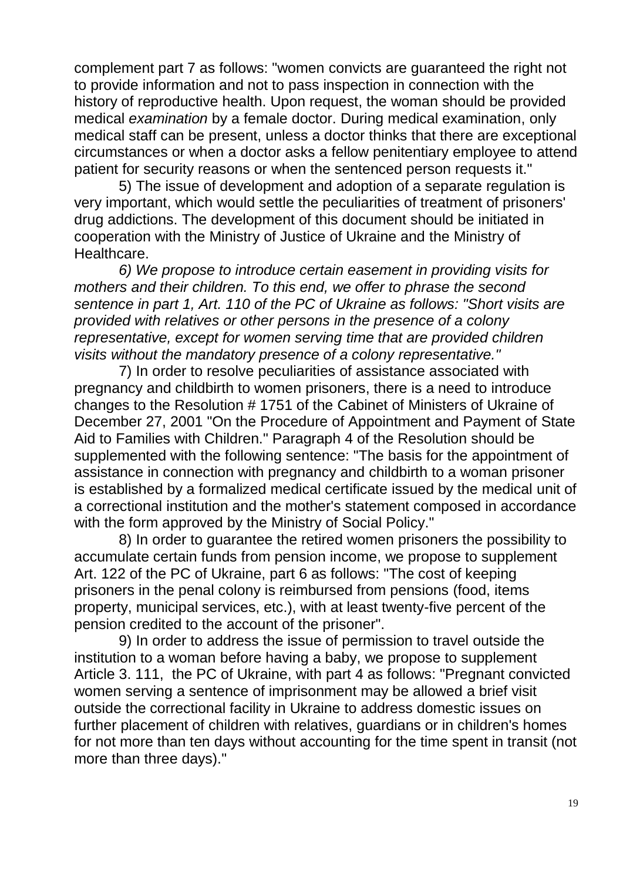complement part 7 as follows: "women convicts are guaranteed the right not to provide information and not to pass inspection in connection with the history of reproductive health. Upon request, the woman should be provided medical *examination* by a female doctor. During medical examination, only medical staff can be present, unless a doctor thinks that there are exceptional circumstances or when a doctor asks a fellow penitentiary employee to attend patient for security reasons or when the sentenced person requests it."

5) The issue of development and adoption of a separate regulation is very important, which would settle the peculiarities of treatment of prisoners' drug addictions. The development of this document should be initiated in cooperation with the Ministry of Justice of Ukraine and the Ministry of Healthcare.

*6) We propose to introduce certain easement in providing visits for mothers and their children. To this end, we offer to phrase the second sentence in part 1, Art. 110 of the PC of Ukraine as follows: "Short visits are provided with relatives or other persons in the presence of a colony representative, except for women serving time that are provided children visits without the mandatory presence of a colony representative."*

7) In order to resolve peculiarities of assistance associated with pregnancy and childbirth to women prisoners, there is a need to introduce changes to the Resolution # 1751 of the Cabinet of Ministers of Ukraine of December 27, 2001 "On the Procedure of Appointment and Payment of State Aid to Families with Children." Paragraph 4 of the Resolution should be supplemented with the following sentence: "The basis for the appointment of assistance in connection with pregnancy and childbirth to a woman prisoner is established by a formalized medical certificate issued by the medical unit of a correctional institution and the mother's statement composed in accordance with the form approved by the Ministry of Social Policy."

8) In order to guarantee the retired women prisoners the possibility to accumulate certain funds from pension income, we propose to supplement Art. 122 of the PC of Ukraine, part 6 as follows: "The cost of keeping prisoners in the penal colony is reimbursed from pensions (food, items property, municipal services, etc.), with at least twenty-five percent of the pension credited to the account of the prisoner".

9) In order to address the issue of permission to travel outside the institution to a woman before having a baby, we propose to supplement Article 3. 111, the PC of Ukraine, with part 4 as follows: "Pregnant convicted women serving a sentence of imprisonment may be allowed a brief visit outside the correctional facility in Ukraine to address domestic issues on further placement of children with relatives, guardians or in children's homes for not more than ten days without accounting for the time spent in transit (not more than three days)."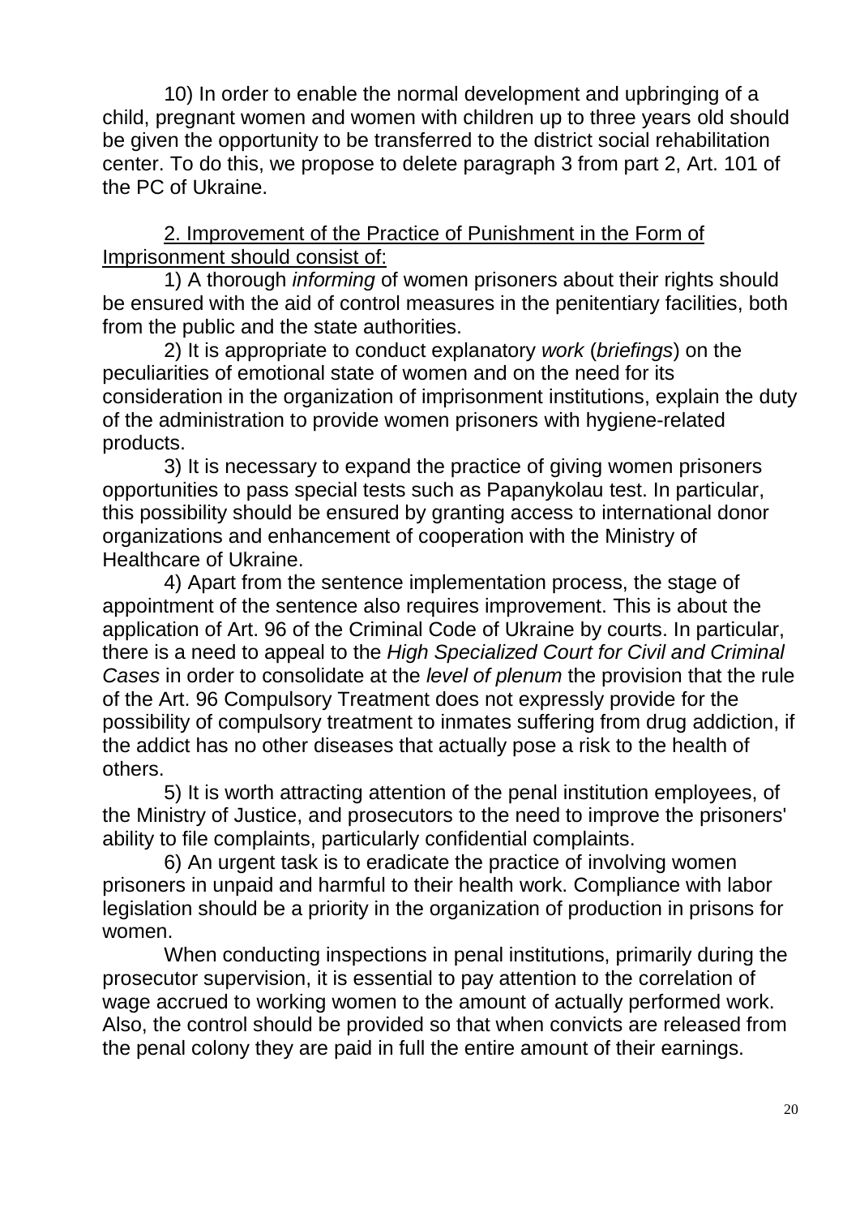10) In order to enable the normal development and upbringing of a child, pregnant women and women with children up to three years old should be given the opportunity to be transferred to the district social rehabilitation center. To do this, we propose to delete paragraph 3 from part 2, Art. 101 of the PC of Ukraine.

<u>2. Improvement of the Practice of Punishment in the Form of Imprisonment should consist of:</u>

1) A thorough *informing* of women prisoners about their rights should be ensured with the aid of control measures in the penitentiary facilities, both from the public and the state authorities.

2) It is appropriate to conduct explanatory *work* (*briefings*) on the peculiarities of emotional state of women and on the need for its consideration in the organization of imprisonment institutions, explain the duty of the administration to provide women prisoners with hygiene-related products.

3) It is necessary to expand the practice of giving women prisoners opportunities to pass special tests such as Papanykolau test. In particular, this possibility should be ensured by granting access to international donor organizations and enhancement of cooperation with the Ministry of Healthcare of Ukraine.

4) Apart from the sentence implementation process, the stage of appointment of the sentence also requires improvement. This is about the application of Art. 96 of the Criminal Code of Ukraine by courts. In particular, there is a need to appeal to the *High Specialized Court for Civil and Criminal Cases* in order to consolidate at the *level of plenum* the provision that the rule of the Art. 96 Compulsory Treatment does not expressly provide for the possibility of compulsory treatment to inmates suffering from drug addiction, if the addict has no other diseases that actually pose a risk to the health of others.

5) It is worth attracting attention of the penal institution employees, of the Ministry of Justice, and prosecutors to the need to improve the prisoners' ability to file complaints, particularly confidential complaints.

6) An urgent task is to eradicate the practice of involving women prisoners in unpaid and harmful to their health work. Compliance with labor legislation should be a priority in the organization of production in prisons for women.

When conducting inspections in penal institutions, primarily during the prosecutor supervision, it is essential to pay attention to the correlation of wage accrued to working women to the amount of actually performed work. Also, the control should be provided so that when convicts are released from the penal colony they are paid in full the entire amount of their earnings.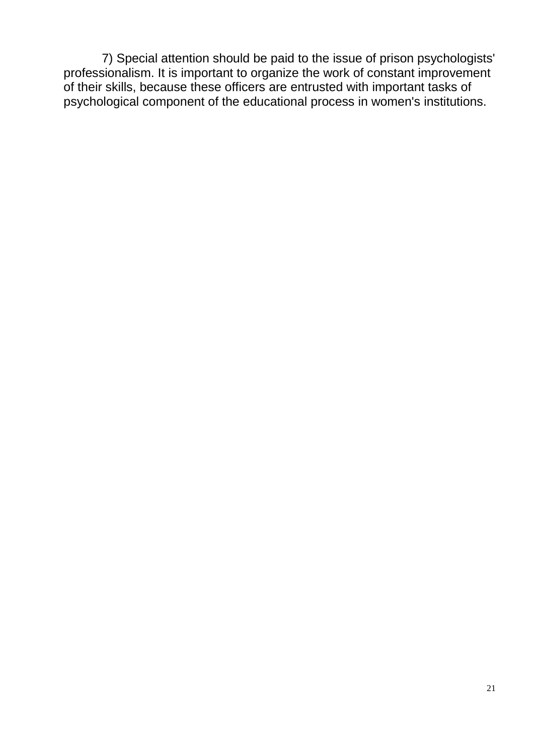7) Special attention should be paid to the issue of prison psychologists' professionalism. It is important to organize the work of constant improvement of their skills, because these officers are entrusted with important tasks of psychological component of the educational process in women's institutions.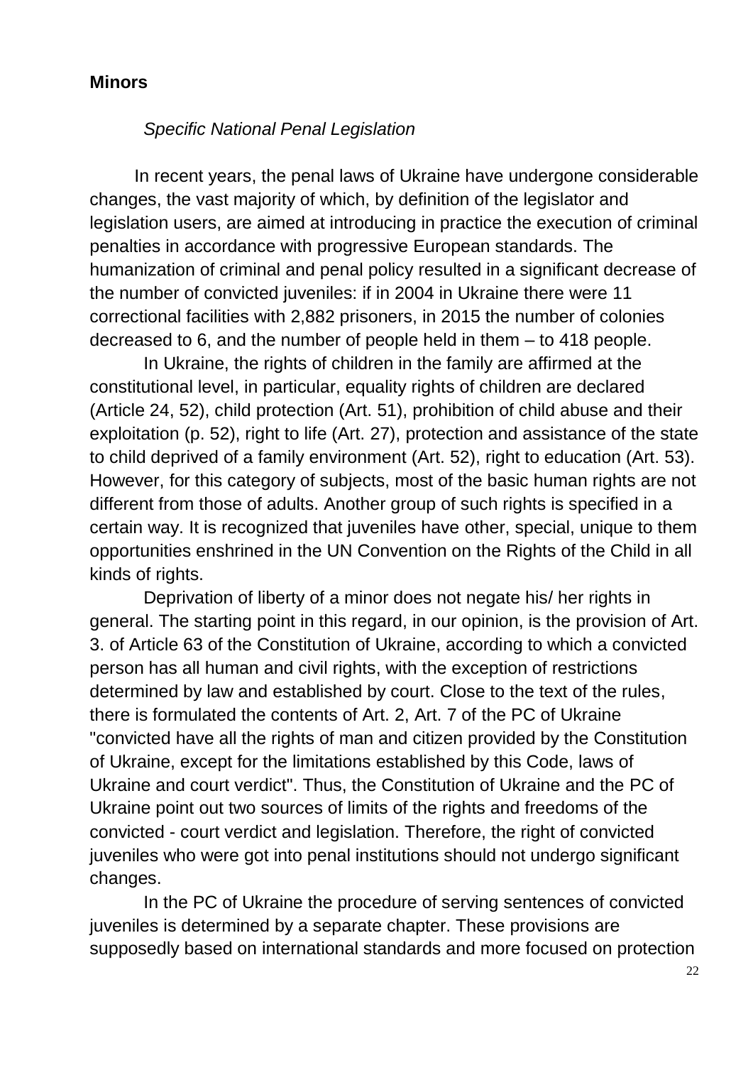**Minors**

*Specific National Penal Legislation*

In recent years, the penal laws of Ukraine have undergone considerable changes, the vast majority of which, by definition of the legislator and legislation users, are aimed at introducing in practice the execution of criminal penalties in accordance with progressive European standards. The humanization of criminal and penal policy resulted in a significant decrease of the number of convicted juveniles: if in 2004 in Ukraine there were 11 correctional facilities with 2,882 prisoners, in 2015 the number of colonies decreased to 6, and the number of people held in them – to 418 people.

In Ukraine, the rights of children in the family are affirmed at the constitutional level, in particular, equality rights of children are declared (Article 24, 52), child protection (Art. 51), prohibition of child abuse and their exploitation (p. 52), right to life (Art. 27), protection and assistance of the state to child deprived of a family environment (Art. 52), right to education (Art. 53). However, for this category of subjects, most of the basic human rights are not different from those of adults. Another group of such rights is specified in a certain way. It is recognized that juveniles have other, special, unique to them opportunities enshrined in the UN Convention on the Rights of the Child in all kinds of rights.

Deprivation of liberty of a minor does not negate his/ her rights in general. The starting point in this regard, in our opinion, is the provision of Art. 3. of Article 63 of the Constitution of Ukraine, according to which a convicted person has all human and civil rights, with the exception of restrictions determined by law and established by court. Close to the text of the rules, there is formulated the contents of Art. 2, Art. 7 of the PC of Ukraine "convicted have all the rights of man and citizen provided by the Constitution of Ukraine, except for the limitations established by this Code, laws of Ukraine and court verdict". Thus, the Constitution of Ukraine and the PC of Ukraine point out two sources of limits of the rights and freedoms of the convicted - court verdict and legislation. Therefore, the right of convicted juveniles who were got into penal institutions should not undergo significant changes.

In the PC of Ukraine the procedure of serving sentences of convicted juveniles is determined by a separate chapter. These provisions are supposedly based on international standards and more focused on protection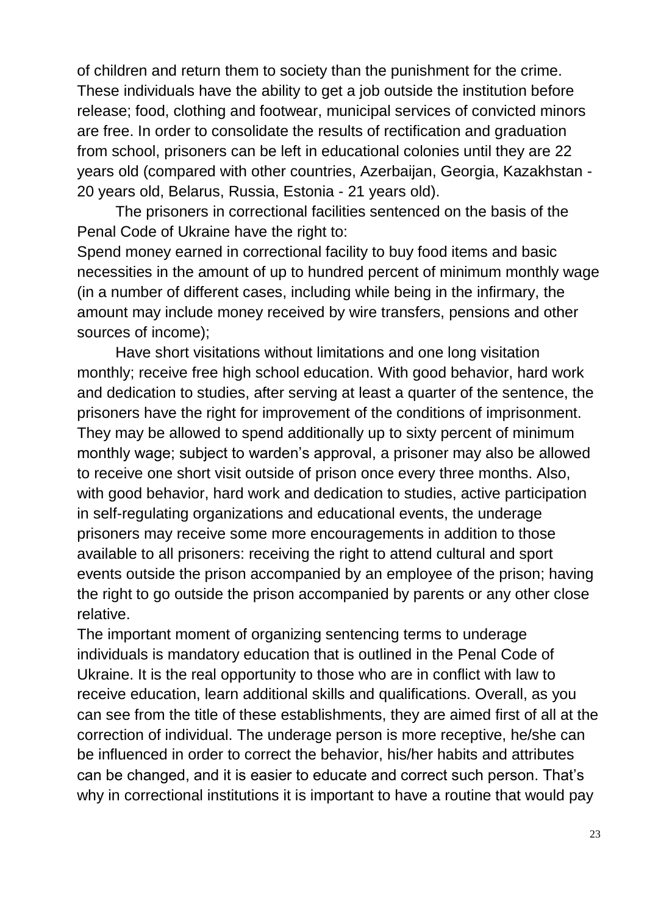of children and return them to society than the punishment for the crime. These individuals have the ability to get a job outside the institution before release; food, clothing and footwear, municipal services of convicted minors are free. In order to consolidate the results of rectification and graduation from school, prisoners can be left in educational colonies until they are 22 years old (compared with other countries, Azerbaijan, Georgia, Kazakhstan - 20 years old, Belarus, Russia, Estonia - 21 years old).

The prisoners in correctional facilities sentenced on the basis of the Penal Code of Ukraine have the right to:

Spend money earned in correctional facility to buy food items and basic necessities in the amount of up to hundred percent of minimum monthly wage (in a number of different cases, including while being in the infirmary, the amount may include money received by wire transfers, pensions and other sources of income);

Have short visitations without limitations and one long visitation monthly; receive free high school education. With good behavior, hard work and dedication to studies, after serving at least a quarter of the sentence, the prisoners have the right for improvement of the conditions of imprisonment. They may be allowed to spend additionally up to sixty percent of minimum monthly wage; subject to warden's approval, a prisoner may also be allowed to receive one short visit outside of prison once every three months. Also, with good behavior, hard work and dedication to studies, active participation in self-regulating organizations and educational events, the underage prisoners may receive some more encouragements in addition to those available to all prisoners: receiving the right to attend cultural and sport events outside the prison accompanied by an employee of the prison; having the right to go outside the prison accompanied by parents or any other close relative.

The important moment of organizing sentencing terms to underage individuals is mandatory education that is outlined in the Penal Code of Ukraine. It is the real opportunity to those who are in conflict with law to receive education, learn additional skills and qualifications. Overall, as you can see from the title of these establishments, they are aimed first of all at the correction of individual. The underage person is more receptive, he/she can be influenced in order to correct the behavior, his/her habits and attributes can be changed, and it is easier to educate and correct such person. That's why in correctional institutions it is important to have a routine that would pay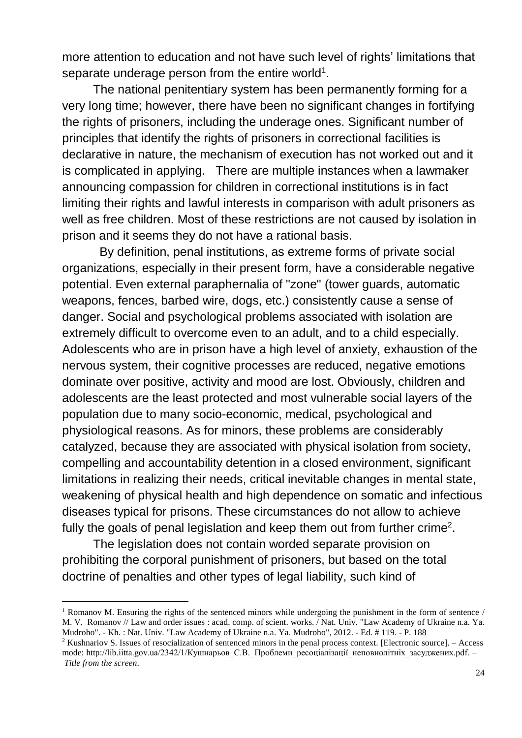more attention to education and not have such level of rights' limitations that separate underage person from the entire world[1].

The national penitentiary system has been permanently forming for a very long time; however, there have been no significant changes in fortifying the rights of prisoners, including the underage ones. Significant number of principles that identify the rights of prisoners in correctional facilities is declarative in nature, the mechanism of execution has not worked out and it is complicated in applying. There are multiple instances when a lawmaker announcing compassion for children in correctional institutions is in fact limiting their rights and lawful interests in comparison with adult prisoners as well as free children. Most of these restrictions are not caused by isolation in prison and it seems they do not have a rational basis.

By definition, penal institutions, as extreme forms of private social organizations, especially in their present form, have a considerable negative potential. Even external paraphernalia of "zone" (tower guards, automatic weapons, fences, barbed wire, dogs, etc.) consistently cause a sense of danger. Social and psychological problems associated with isolation are extremely difficult to overcome even to an adult, and to a child especially. Adolescents who are in prison have a high level of anxiety, exhaustion of the nervous system, their cognitive processes are reduced, negative emotions dominate over positive, activity and mood are lost. Obviously, children and adolescents are the least protected and most vulnerable social layers of the population due to many socio-economic, medical, psychological and physiological reasons. As for minors, these problems are considerably catalyzed, because they are associated with physical isolation from society, compelling and accountability detention in a closed environment, significant limitations in realizing their needs, critical inevitable changes in mental state, weakening of physical health and high dependence on somatic and infectious diseases typical for prisons. These circumstances do not allow to achieve fully the goals of penal legislation and keep them out from further crime[2].

The legislation does not contain worded separate provision on prohibiting the corporal punishment of prisoners, but based on the total doctrine of penalties and other types of legal liability, such kind of

---

[1] Romanov M. Ensuring the rights of the sentenced minors while undergoing the punishment in the form of sentence / M. V. Romanov // Law and order issues : acad. comp. of scient. works. / Nat. Univ. "Law Academy of Ukraine n.a. Ya. Mudroho". - Kh. : Nat. Univ. "Law Academy of Ukraine n.a. Ya. Mudroho", 2012. - Ed. # 119. - P. 188

[2] Kushnariov S. Issues of resocialization of sentenced minors in the penal process context. [Electronic source]. – Access mode: http://lib.iitta.gov.ua/2342/1/Кушнарьов_С.В._Проблеми_ресоціалізації_неповнолітніх_засуджених.pdf. – *Title from the screen*.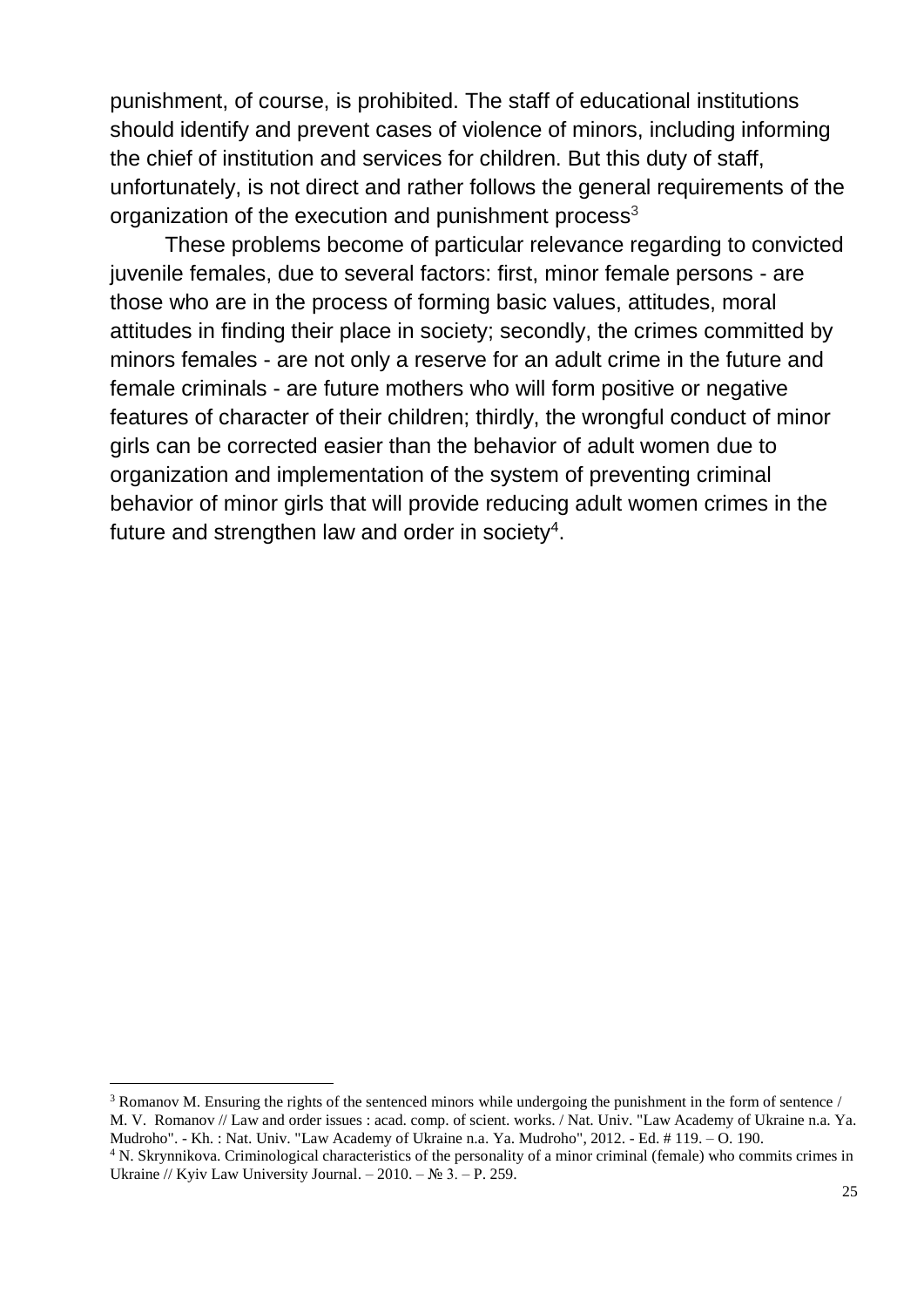punishment, of course, is prohibited. The staff of educational institutions should identify and prevent cases of violence of minors, including informing the chief of institution and services for children. But this duty of staff, unfortunately, is not direct and rather follows the general requirements of the organization of the execution and punishment process[3]

These problems become of particular relevance regarding to convicted juvenile females, due to several factors: first, minor female persons - are those who are in the process of forming basic values, attitudes, moral attitudes in finding their place in society; secondly, the crimes committed by minors females - are not only a reserve for an adult crime in the future and female criminals - are future mothers who will form positive or negative features of character of their children; thirdly, the wrongful conduct of minor girls can be corrected easier than the behavior of adult women due to organization and implementation of the system of preventing criminal behavior of minor girls that will provide reducing adult women crimes in the future and strengthen law and order in society[4].

---

[3] Romanov M. Ensuring the rights of the sentenced minors while undergoing the punishment in the form of sentence / M. V. Romanov // Law and order issues : acad. comp. of scient. works. / Nat. Univ. "Law Academy of Ukraine n.a. Ya. Mudroho". - Kh. : Nat. Univ. "Law Academy of Ukraine n.a. Ya. Mudroho", 2012. - Ed. # 119. – O. 190.

[4] N. Skrynnikova. Criminological characteristics of the personality of a minor criminal (female) who commits crimes in Ukraine // Kyiv Law University Journal. – 2010. – № 3. – P. 259.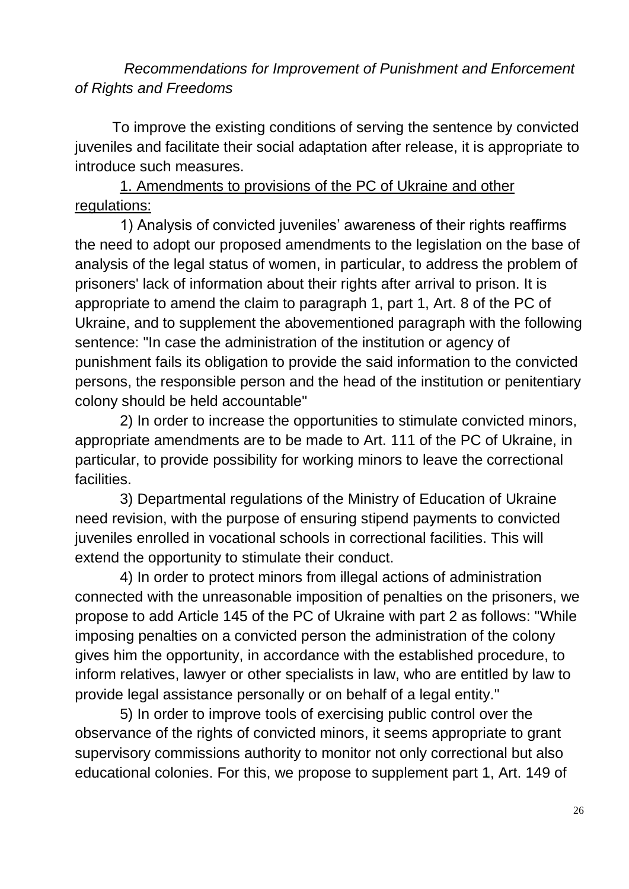*Recommendations for Improvement of Punishment and Enforcement of Rights and Freedoms*

To improve the existing conditions of serving the sentence by convicted juveniles and facilitate their social adaptation after release, it is appropriate to introduce such measures.

1. Amendments to provisions of the PC of Ukraine and other regulations:

1) Analysis of convicted juveniles' awareness of their rights reaffirms the need to adopt our proposed amendments to the legislation on the base of analysis of the legal status of women, in particular, to address the problem of prisoners' lack of information about their rights after arrival to prison. It is appropriate to amend the claim to paragraph 1, part 1, Art. 8 of the PC of Ukraine, and to supplement the abovementioned paragraph with the following sentence: "In case the administration of the institution or agency of punishment fails its obligation to provide the said information to the convicted persons, the responsible person and the head of the institution or penitentiary colony should be held accountable"

2) In order to increase the opportunities to stimulate convicted minors, appropriate amendments are to be made to Art. 111 of the PC of Ukraine, in particular, to provide possibility for working minors to leave the correctional facilities.

3) Departmental regulations of the Ministry of Education of Ukraine need revision, with the purpose of ensuring stipend payments to convicted juveniles enrolled in vocational schools in correctional facilities. This will extend the opportunity to stimulate their conduct.

4) In order to protect minors from illegal actions of administration connected with the unreasonable imposition of penalties on the prisoners, we propose to add Article 145 of the PC of Ukraine with part 2 as follows: "While imposing penalties on a convicted person the administration of the colony gives him the opportunity, in accordance with the established procedure, to inform relatives, lawyer or other specialists in law, who are entitled by law to provide legal assistance personally or on behalf of a legal entity."

5) In order to improve tools of exercising public control over the observance of the rights of convicted minors, it seems appropriate to grant supervisory commissions authority to monitor not only correctional but also educational colonies. For this, we propose to supplement part 1, Art. 149 of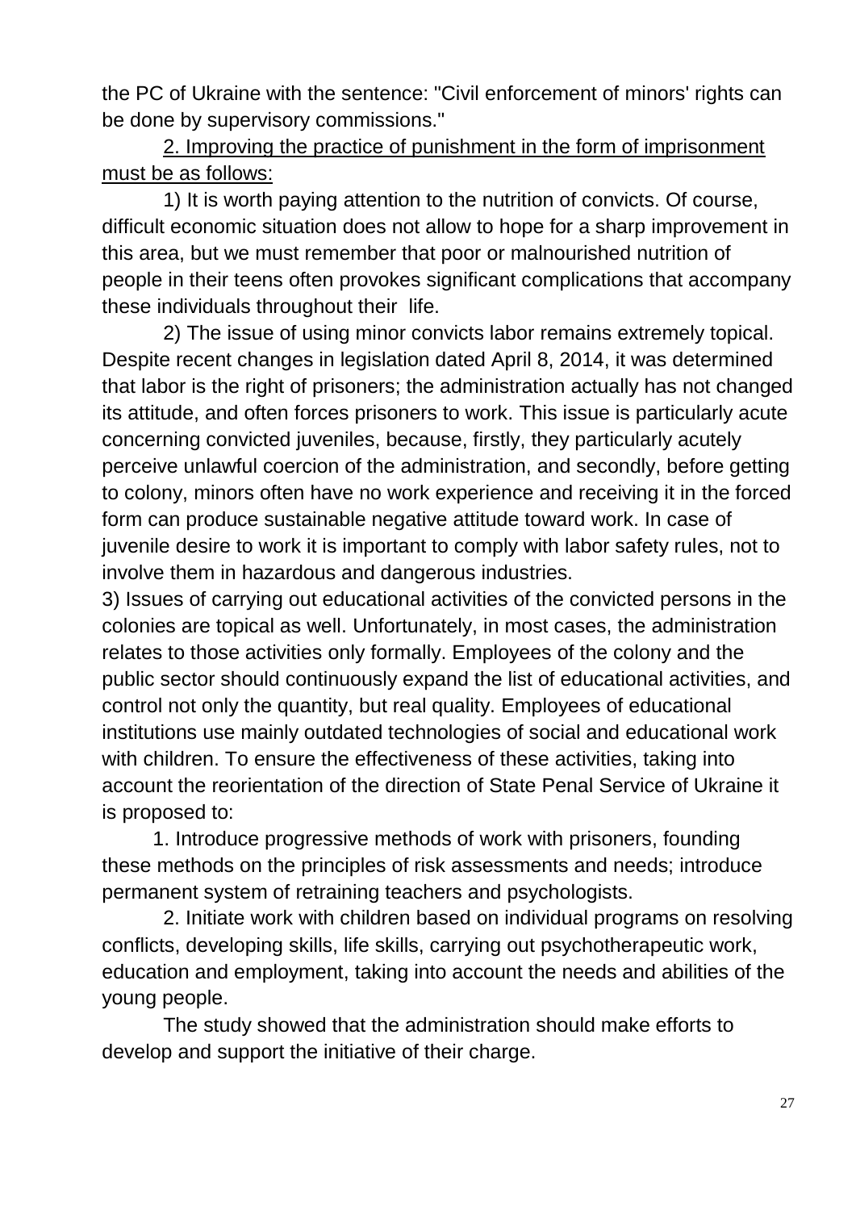the PC of Ukraine with the sentence: "Civil enforcement of minors' rights can be done by supervisory commissions."

<u>2. Improving the practice of punishment in the form of imprisonment must be as follows:</u>

1) It is worth paying attention to the nutrition of convicts. Of course, difficult economic situation does not allow to hope for a sharp improvement in this area, but we must remember that poor or malnourished nutrition of people in their teens often provokes significant complications that accompany these individuals throughout their life.

2) The issue of using minor convicts labor remains extremely topical. Despite recent changes in legislation dated April 8, 2014, it was determined that labor is the right of prisoners; the administration actually has not changed its attitude, and often forces prisoners to work. This issue is particularly acute concerning convicted juveniles, because, firstly, they particularly acutely perceive unlawful coercion of the administration, and secondly, before getting to colony, minors often have no work experience and receiving it in the forced form can produce sustainable negative attitude toward work. In case of juvenile desire to work it is important to comply with labor safety rules, not to involve them in hazardous and dangerous industries.

3) Issues of carrying out educational activities of the convicted persons in the colonies are topical as well. Unfortunately, in most cases, the administration relates to those activities only formally. Employees of the colony and the public sector should continuously expand the list of educational activities, and control not only the quantity, but real quality. Employees of educational institutions use mainly outdated technologies of social and educational work with children. To ensure the effectiveness of these activities, taking into account the reorientation of the direction of State Penal Service of Ukraine it is proposed to:

1. Introduce progressive methods of work with prisoners, founding these methods on the principles of risk assessments and needs; introduce permanent system of retraining teachers and psychologists.

2. Initiate work with children based on individual programs on resolving conflicts, developing skills, life skills, carrying out psychotherapeutic work, education and employment, taking into account the needs and abilities of the young people.

The study showed that the administration should make efforts to develop and support the initiative of their charge.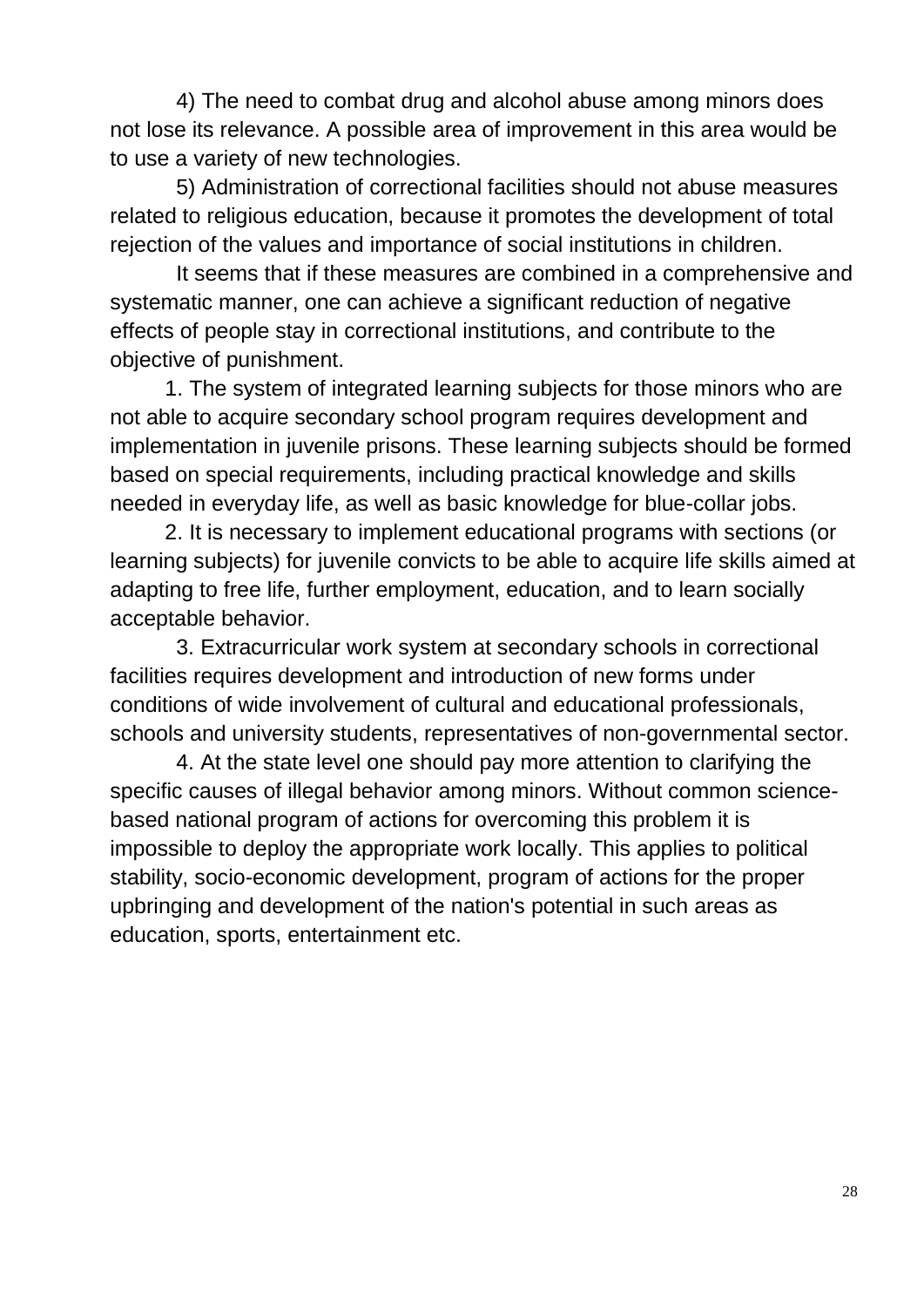4) The need to combat drug and alcohol abuse among minors does not lose its relevance. A possible area of improvement in this area would be to use a variety of new technologies.

5) Administration of correctional facilities should not abuse measures related to religious education, because it promotes the development of total rejection of the values and importance of social institutions in children.

It seems that if these measures are combined in a comprehensive and systematic manner, one can achieve a significant reduction of negative effects of people stay in correctional institutions, and contribute to the objective of punishment.

1. The system of integrated learning subjects for those minors who are not able to acquire secondary school program requires development and implementation in juvenile prisons. These learning subjects should be formed based on special requirements, including practical knowledge and skills needed in everyday life, as well as basic knowledge for blue-collar jobs.

2. It is necessary to implement educational programs with sections (or learning subjects) for juvenile convicts to be able to acquire life skills aimed at adapting to free life, further employment, education, and to learn socially acceptable behavior.

3. Extracurricular work system at secondary schools in correctional facilities requires development and introduction of new forms under conditions of wide involvement of cultural and educational professionals, schools and university students, representatives of non-governmental sector.

4. At the state level one should pay more attention to clarifying the specific causes of illegal behavior among minors. Without common science-based national program of actions for overcoming this problem it is impossible to deploy the appropriate work locally. This applies to political stability, socio-economic development, program of actions for the proper upbringing and development of the nation's potential in such areas as education, sports, entertainment etc.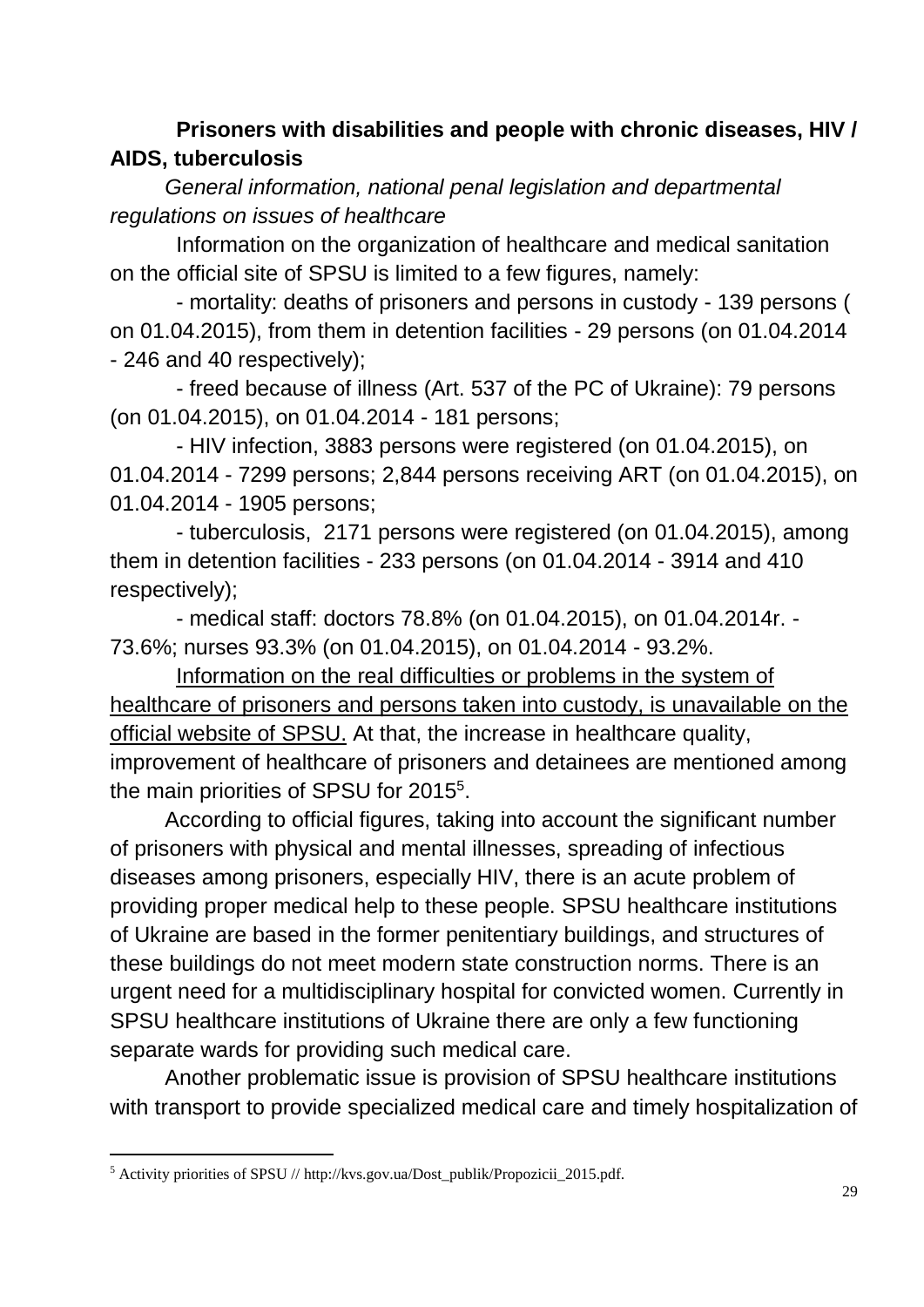**Prisoners with disabilities and people with chronic diseases, HIV / AIDS, tuberculosis**

*General information, national penal legislation and departmental regulations on issues of healthcare*

Information on the organization of healthcare and medical sanitation on the official site of SPSU is limited to a few figures, namely:

- mortality: deaths of prisoners and persons in custody - 139 persons ( on 01.04.2015), from them in detention facilities - 29 persons (on 01.04.2014 - 246 and 40 respectively);

- freed because of illness (Art. 537 of the PC of Ukraine): 79 persons (on 01.04.2015), on 01.04.2014 - 181 persons;

- HIV infection, 3883 persons were registered (on 01.04.2015), on 01.04.2014 - 7299 persons; 2,844 persons receiving ART (on 01.04.2015), on 01.04.2014 - 1905 persons;

- tuberculosis, 2171 persons were registered (on 01.04.2015), among them in detention facilities - 233 persons (on 01.04.2014 - 3914 and 410 respectively);

- medical staff: doctors 78.8% (on 01.04.2015), on 01.04.2014r. - 73.6%; nurses 93.3% (on 01.04.2015), on 01.04.2014 - 93.2%.

<u>Information on the real difficulties or problems in the system of healthcare of prisoners and persons taken into custody, is unavailable on the official website of SPSU.</u> At that, the increase in healthcare quality, improvement of healthcare of prisoners and detainees are mentioned among the main priorities of SPSU for 2015[5].

According to official figures, taking into account the significant number of prisoners with physical and mental illnesses, spreading of infectious diseases among prisoners, especially HIV, there is an acute problem of providing proper medical help to these people. SPSU healthcare institutions of Ukraine are based in the former penitentiary buildings, and structures of these buildings do not meet modern state construction norms. There is an urgent need for a multidisciplinary hospital for convicted women. Currently in SPSU healthcare institutions of Ukraine there are only a few functioning separate wards for providing such medical care.

Another problematic issue is provision of SPSU healthcare institutions with transport to provide specialized medical care and timely hospitalization of

[5] Activity priorities of SPSU // http://kvs.gov.ua/Dost_publik/Propozicii_2015.pdf.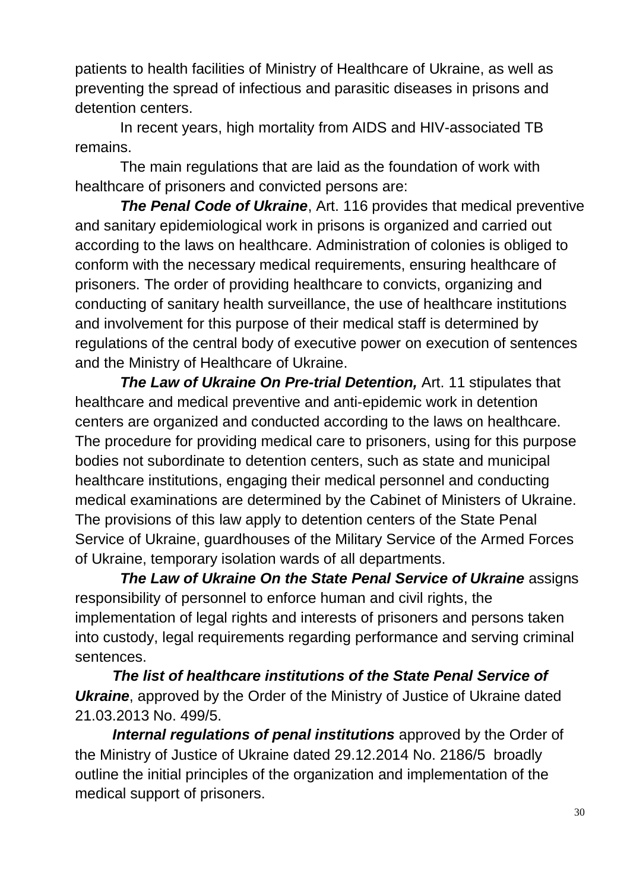patients to health facilities of Ministry of Healthcare of Ukraine, as well as preventing the spread of infectious and parasitic diseases in prisons and detention centers.

In recent years, high mortality from AIDS and HIV-associated TB remains.

The main regulations that are laid as the foundation of work with healthcare of prisoners and convicted persons are:

***The Penal Code of Ukraine***, Art. 116 provides that medical preventive and sanitary epidemiological work in prisons is organized and carried out according to the laws on healthcare. Administration of colonies is obliged to conform with the necessary medical requirements, ensuring healthcare of prisoners. The order of providing healthcare to convicts, organizing and conducting of sanitary health surveillance, the use of healthcare institutions and involvement for this purpose of their medical staff is determined by regulations of the central body of executive power on execution of sentences and the Ministry of Healthcare of Ukraine.

***The Law of Ukraine On Pre-trial Detention,*** Art. 11 stipulates that healthcare and medical preventive and anti-epidemic work in detention centers are organized and conducted according to the laws on healthcare. The procedure for providing medical care to prisoners, using for this purpose bodies not subordinate to detention centers, such as state and municipal healthcare institutions, engaging their medical personnel and conducting medical examinations are determined by the Cabinet of Ministers of Ukraine. The provisions of this law apply to detention centers of the State Penal Service of Ukraine, guardhouses of the Military Service of the Armed Forces of Ukraine, temporary isolation wards of all departments.

***The Law of Ukraine On the State Penal Service of Ukraine*** assigns responsibility of personnel to enforce human and civil rights, the implementation of legal rights and interests of prisoners and persons taken into custody, legal requirements regarding performance and serving criminal sentences.

***The list of healthcare institutions of the State Penal Service of Ukraine***, approved by the Order of the Ministry of Justice of Ukraine dated 21.03.2013 No. 499/5.

***Internal regulations of penal institutions*** approved by the Order of the Ministry of Justice of Ukraine dated 29.12.2014 No. 2186/5 broadly outline the initial principles of the organization and implementation of the medical support of prisoners.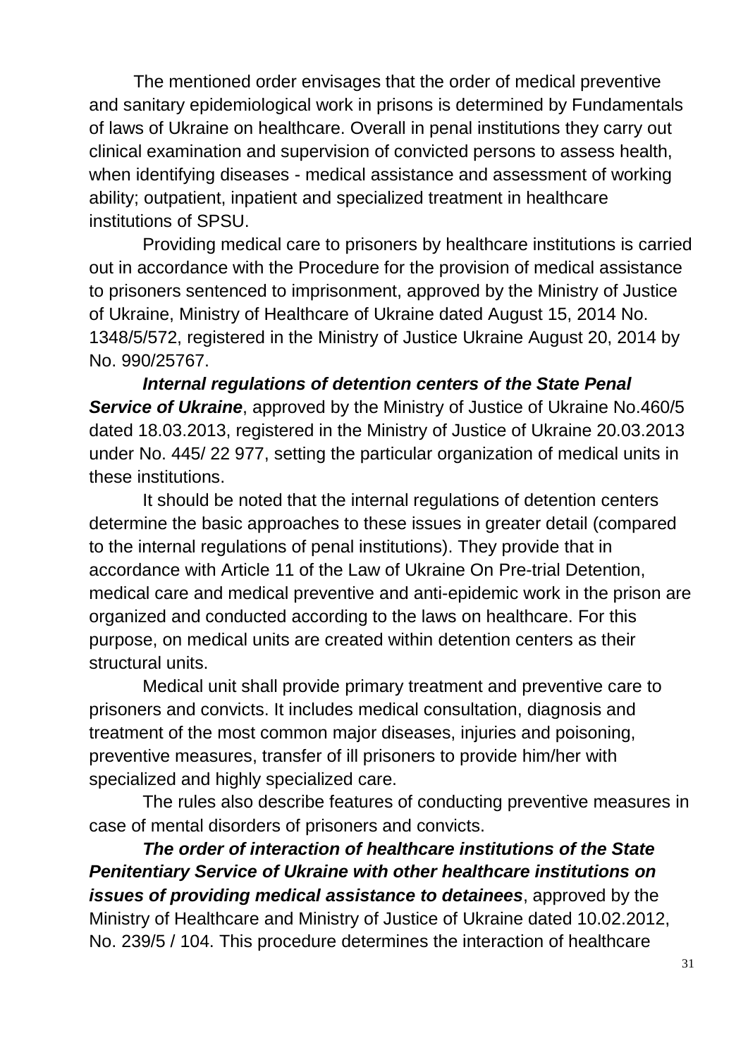The mentioned order envisages that the order of medical preventive and sanitary epidemiological work in prisons is determined by Fundamentals of laws of Ukraine on healthcare. Overall in penal institutions they carry out clinical examination and supervision of convicted persons to assess health, when identifying diseases - medical assistance and assessment of working ability; outpatient, inpatient and specialized treatment in healthcare institutions of SPSU.

Providing medical care to prisoners by healthcare institutions is carried out in accordance with the Procedure for the provision of medical assistance to prisoners sentenced to imprisonment, approved by the Ministry of Justice of Ukraine, Ministry of Healthcare of Ukraine dated August 15, 2014 No. 1348/5/572, registered in the Ministry of Justice Ukraine August 20, 2014 by No. 990/25767.

***Internal regulations of detention centers of the State Penal Service of Ukraine***, approved by the Ministry of Justice of Ukraine No.460/5 dated 18.03.2013, registered in the Ministry of Justice of Ukraine 20.03.2013 under No. 445/ 22 977, setting the particular organization of medical units in these institutions.

It should be noted that the internal regulations of detention centers determine the basic approaches to these issues in greater detail (compared to the internal regulations of penal institutions). They provide that in accordance with Article 11 of the Law of Ukraine On Pre-trial Detention, medical care and medical preventive and anti-epidemic work in the prison are organized and conducted according to the laws on healthcare. For this purpose, on medical units are created within detention centers as their structural units.

Medical unit shall provide primary treatment and preventive care to prisoners and convicts. It includes medical consultation, diagnosis and treatment of the most common major diseases, injuries and poisoning, preventive measures, transfer of ill prisoners to provide him/her with specialized and highly specialized care.

The rules also describe features of conducting preventive measures in case of mental disorders of prisoners and convicts.

***The order of interaction of healthcare institutions of the State Penitentiary Service of Ukraine with other healthcare institutions on issues of providing medical assistance to detainees***, approved by the Ministry of Healthcare and Ministry of Justice of Ukraine dated 10.02.2012, No. 239/5 / 104. This procedure determines the interaction of healthcare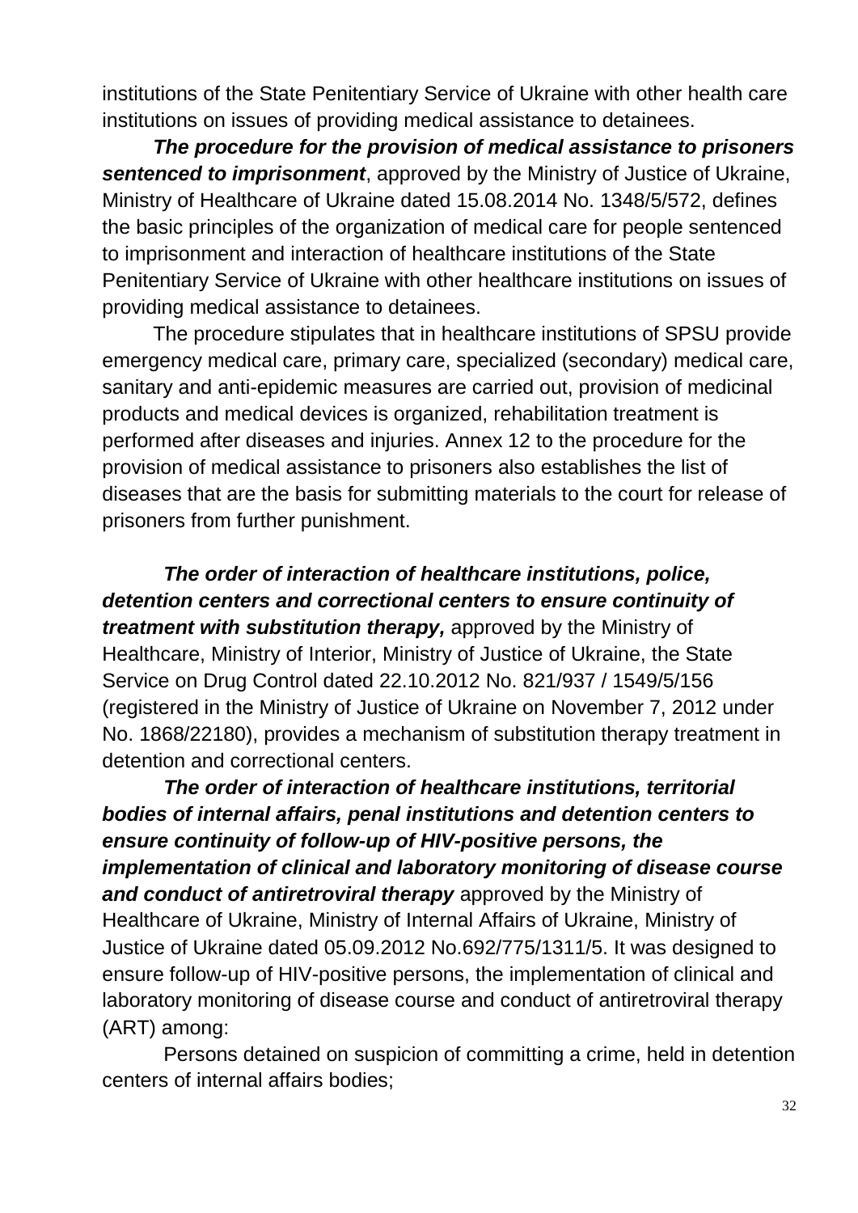institutions of the State Penitentiary Service of Ukraine with other health care institutions on issues of providing medical assistance to detainees.

***The procedure for the provision of medical assistance to prisoners sentenced to imprisonment***, approved by the Ministry of Justice of Ukraine, Ministry of Healthcare of Ukraine dated 15.08.2014 No. 1348/5/572, defines the basic principles of the organization of medical care for people sentenced to imprisonment and interaction of healthcare institutions of the State Penitentiary Service of Ukraine with other healthcare institutions on issues of providing medical assistance to detainees.

The procedure stipulates that in healthcare institutions of SPSU provide emergency medical care, primary care, specialized (secondary) medical care, sanitary and anti-epidemic measures are carried out, provision of medicinal products and medical devices is organized, rehabilitation treatment is performed after diseases and injuries. Annex 12 to the procedure for the provision of medical assistance to prisoners also establishes the list of diseases that are the basis for submitting materials to the court for release of prisoners from further punishment.

***The order of interaction of healthcare institutions, police, detention centers and correctional centers to ensure continuity of treatment with substitution therapy,*** approved by the Ministry of Healthcare, Ministry of Interior, Ministry of Justice of Ukraine, the State Service on Drug Control dated 22.10.2012 No. 821/937 / 1549/5/156 (registered in the Ministry of Justice of Ukraine on November 7, 2012 under No. 1868/22180), provides a mechanism of substitution therapy treatment in detention and correctional centers.

***The order of interaction of healthcare institutions, territorial bodies of internal affairs, penal institutions and detention centers to ensure continuity of follow-up of HIV-positive persons, the implementation of clinical and laboratory monitoring of disease course and conduct of antiretroviral therapy*** approved by the Ministry of Healthcare of Ukraine, Ministry of Internal Affairs of Ukraine, Ministry of Justice of Ukraine dated 05.09.2012 No.692/775/1311/5. It was designed to ensure follow-up of HIV-positive persons, the implementation of clinical and laboratory monitoring of disease course and conduct of antiretroviral therapy (ART) among:

Persons detained on suspicion of committing a crime, held in detention centers of internal affairs bodies;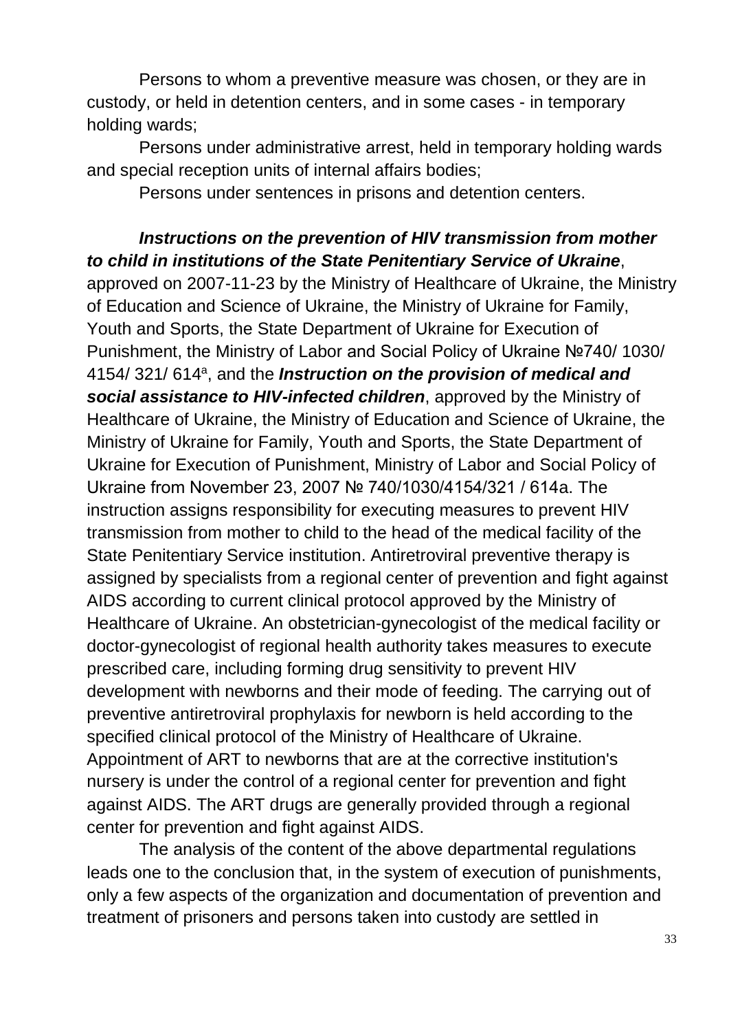Persons to whom a preventive measure was chosen, or they are in custody, or held in detention centers, and in some cases - in temporary holding wards;

Persons under administrative arrest, held in temporary holding wards and special reception units of internal affairs bodies;

Persons under sentences in prisons and detention centers.

***Instructions on the prevention of HIV transmission from mother to child in institutions of the State Penitentiary Service of Ukraine***, approved on 2007-11-23 by the Ministry of Healthcare of Ukraine, the Ministry of Education and Science of Ukraine, the Ministry of Ukraine for Family, Youth and Sports, the State Department of Ukraine for Execution of Punishment, the Ministry of Labor and Social Policy of Ukraine №740/ 1030/ 4154/ 321/ 614[a], and the ***Instruction on the provision of medical and social assistance to HIV-infected children***, approved by the Ministry of Healthcare of Ukraine, the Ministry of Education and Science of Ukraine, the Ministry of Ukraine for Family, Youth and Sports, the State Department of Ukraine for Execution of Punishment, Ministry of Labor and Social Policy of Ukraine from November 23, 2007 № 740/1030/4154/321 / 614a. The instruction assigns responsibility for executing measures to prevent HIV transmission from mother to child to the head of the medical facility of the State Penitentiary Service institution. Antiretroviral preventive therapy is assigned by specialists from a regional center of prevention and fight against AIDS according to current clinical protocol approved by the Ministry of Healthcare of Ukraine. An obstetrician-gynecologist of the medical facility or doctor-gynecologist of regional health authority takes measures to execute prescribed care, including forming drug sensitivity to prevent HIV development with newborns and their mode of feeding. The carrying out of preventive antiretroviral prophylaxis for newborn is held according to the specified clinical protocol of the Ministry of Healthcare of Ukraine. Appointment of ART to newborns that are at the corrective institution's nursery is under the control of a regional center for prevention and fight against AIDS. The ART drugs are generally provided through a regional center for prevention and fight against AIDS.

The analysis of the content of the above departmental regulations leads one to the conclusion that, in the system of execution of punishments, only a few aspects of the organization and documentation of prevention and treatment of prisoners and persons taken into custody are settled in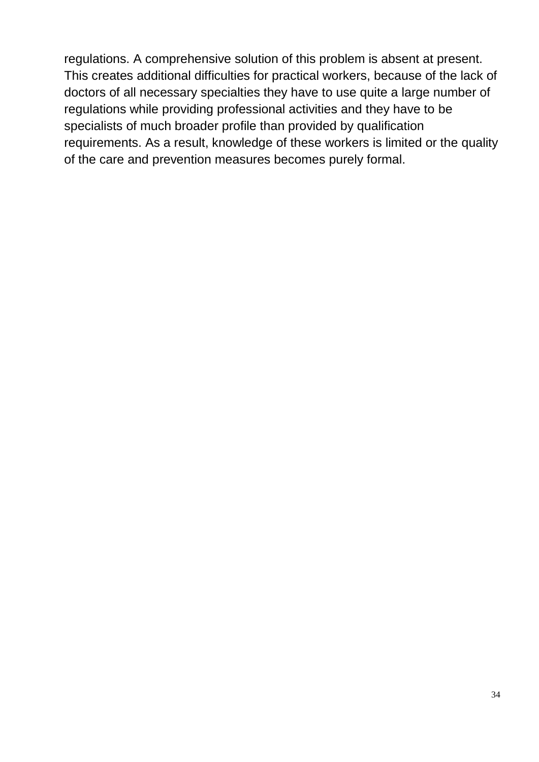regulations. A comprehensive solution of this problem is absent at present. This creates additional difficulties for practical workers, because of the lack of doctors of all necessary specialties they have to use quite a large number of regulations while providing professional activities and they have to be specialists of much broader profile than provided by qualification requirements. As a result, knowledge of these workers is limited or the quality of the care and prevention measures becomes purely formal.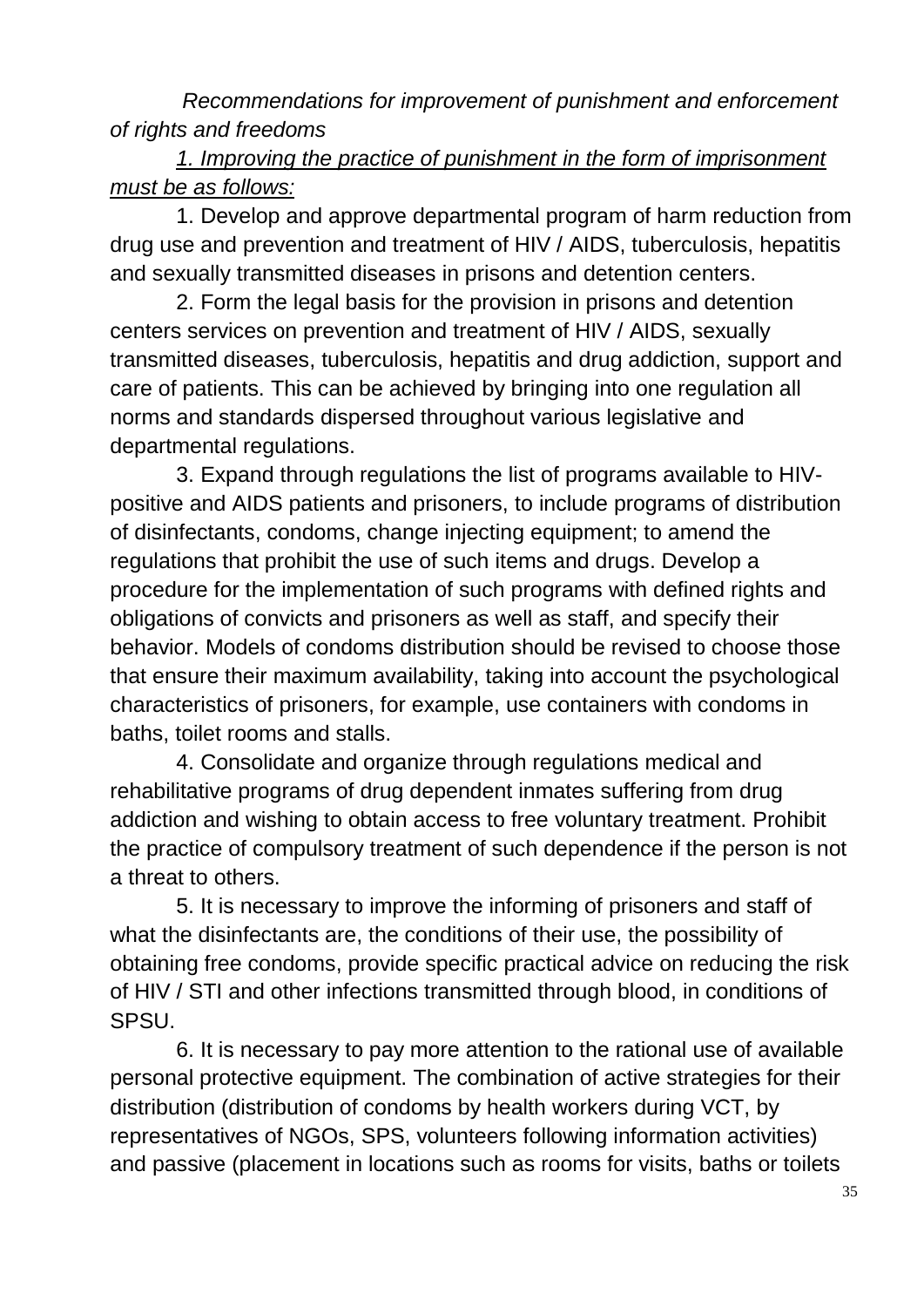*Recommendations for improvement of punishment and enforcement of rights and freedoms*

*1. Improving the practice of punishment in the form of imprisonment must be as follows:*

1. Develop and approve departmental program of harm reduction from drug use and prevention and treatment of HIV / AIDS, tuberculosis, hepatitis and sexually transmitted diseases in prisons and detention centers.

2. Form the legal basis for the provision in prisons and detention centers services on prevention and treatment of HIV / AIDS, sexually transmitted diseases, tuberculosis, hepatitis and drug addiction, support and care of patients. This can be achieved by bringing into one regulation all norms and standards dispersed throughout various legislative and departmental regulations.

3. Expand through regulations the list of programs available to HIV-positive and AIDS patients and prisoners, to include programs of distribution of disinfectants, condoms, change injecting equipment; to amend the regulations that prohibit the use of such items and drugs. Develop a procedure for the implementation of such programs with defined rights and obligations of convicts and prisoners as well as staff, and specify their behavior. Models of condoms distribution should be revised to choose those that ensure their maximum availability, taking into account the psychological characteristics of prisoners, for example, use containers with condoms in baths, toilet rooms and stalls.

4. Consolidate and organize through regulations medical and rehabilitative programs of drug dependent inmates suffering from drug addiction and wishing to obtain access to free voluntary treatment. Prohibit the practice of compulsory treatment of such dependence if the person is not a threat to others.

5. It is necessary to improve the informing of prisoners and staff of what the disinfectants are, the conditions of their use, the possibility of obtaining free condoms, provide specific practical advice on reducing the risk of HIV / STI and other infections transmitted through blood, in conditions of SPSU.

6. It is necessary to pay more attention to the rational use of available personal protective equipment. The combination of active strategies for their distribution (distribution of condoms by health workers during VCT, by representatives of NGOs, SPS, volunteers following information activities) and passive (placement in locations such as rooms for visits, baths or toilets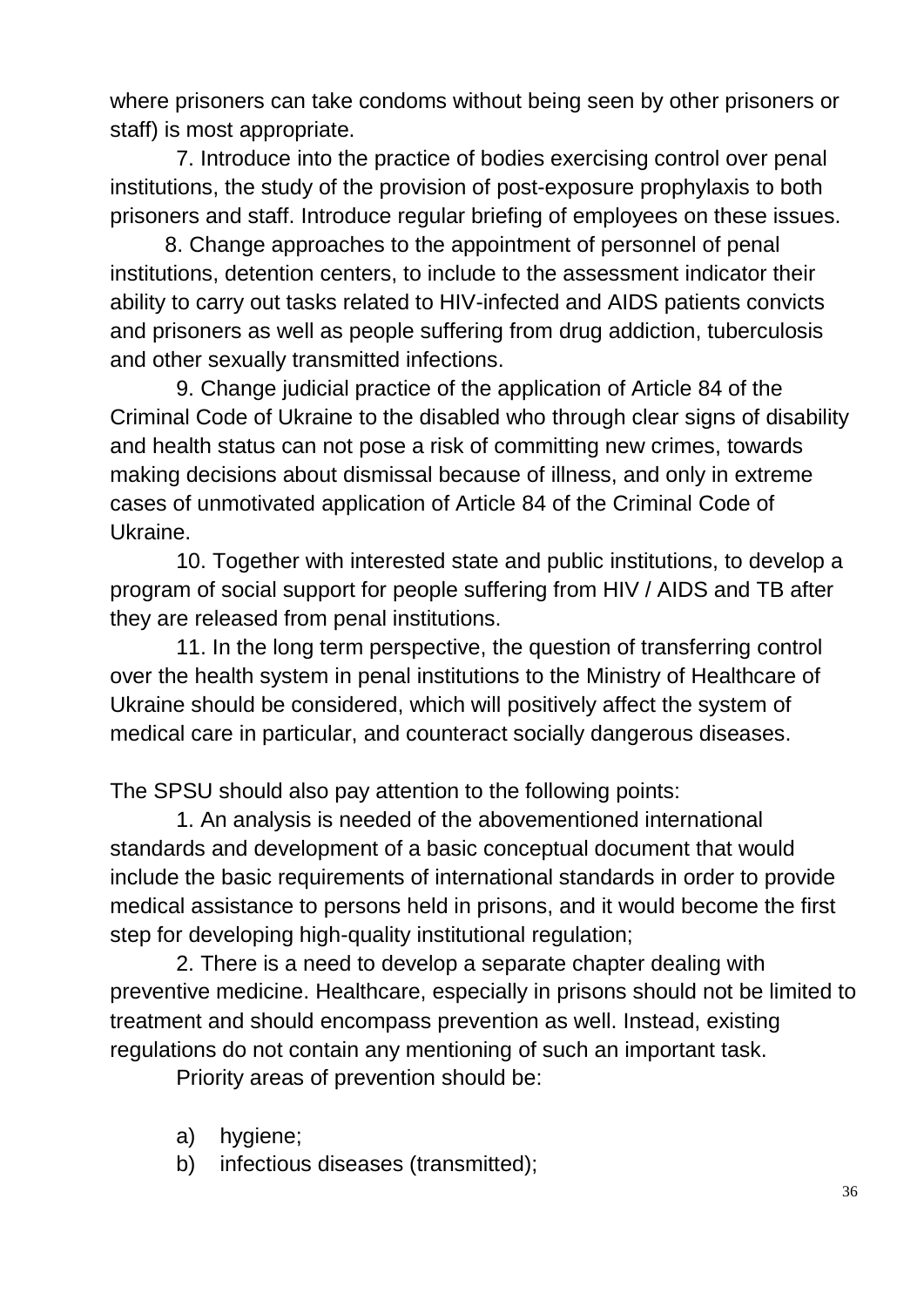where prisoners can take condoms without being seen by other prisoners or staff) is most appropriate.

7. Introduce into the practice of bodies exercising control over penal institutions, the study of the provision of post-exposure prophylaxis to both prisoners and staff. Introduce regular briefing of employees on these issues.

8. Change approaches to the appointment of personnel of penal institutions, detention centers, to include to the assessment indicator their ability to carry out tasks related to HIV-infected and AIDS patients convicts and prisoners as well as people suffering from drug addiction, tuberculosis and other sexually transmitted infections.

9. Change judicial practice of the application of Article 84 of the Criminal Code of Ukraine to the disabled who through clear signs of disability and health status can not pose a risk of committing new crimes, towards making decisions about dismissal because of illness, and only in extreme cases of unmotivated application of Article 84 of the Criminal Code of Ukraine.

10. Together with interested state and public institutions, to develop a program of social support for people suffering from HIV / AIDS and TB after they are released from penal institutions.

11. In the long term perspective, the question of transferring control over the health system in penal institutions to the Ministry of Healthcare of Ukraine should be considered, which will positively affect the system of medical care in particular, and counteract socially dangerous diseases.

The SPSU should also pay attention to the following points:

1. An analysis is needed of the abovementioned international standards and development of a basic conceptual document that would include the basic requirements of international standards in order to provide medical assistance to persons held in prisons, and it would become the first step for developing high-quality institutional regulation;

2. There is a need to develop a separate chapter dealing with preventive medicine. Healthcare, especially in prisons should not be limited to treatment and should encompass prevention as well. Instead, existing regulations do not contain any mentioning of such an important task.

Priority areas of prevention should be:

a) hygiene;
b) infectious diseases (transmitted);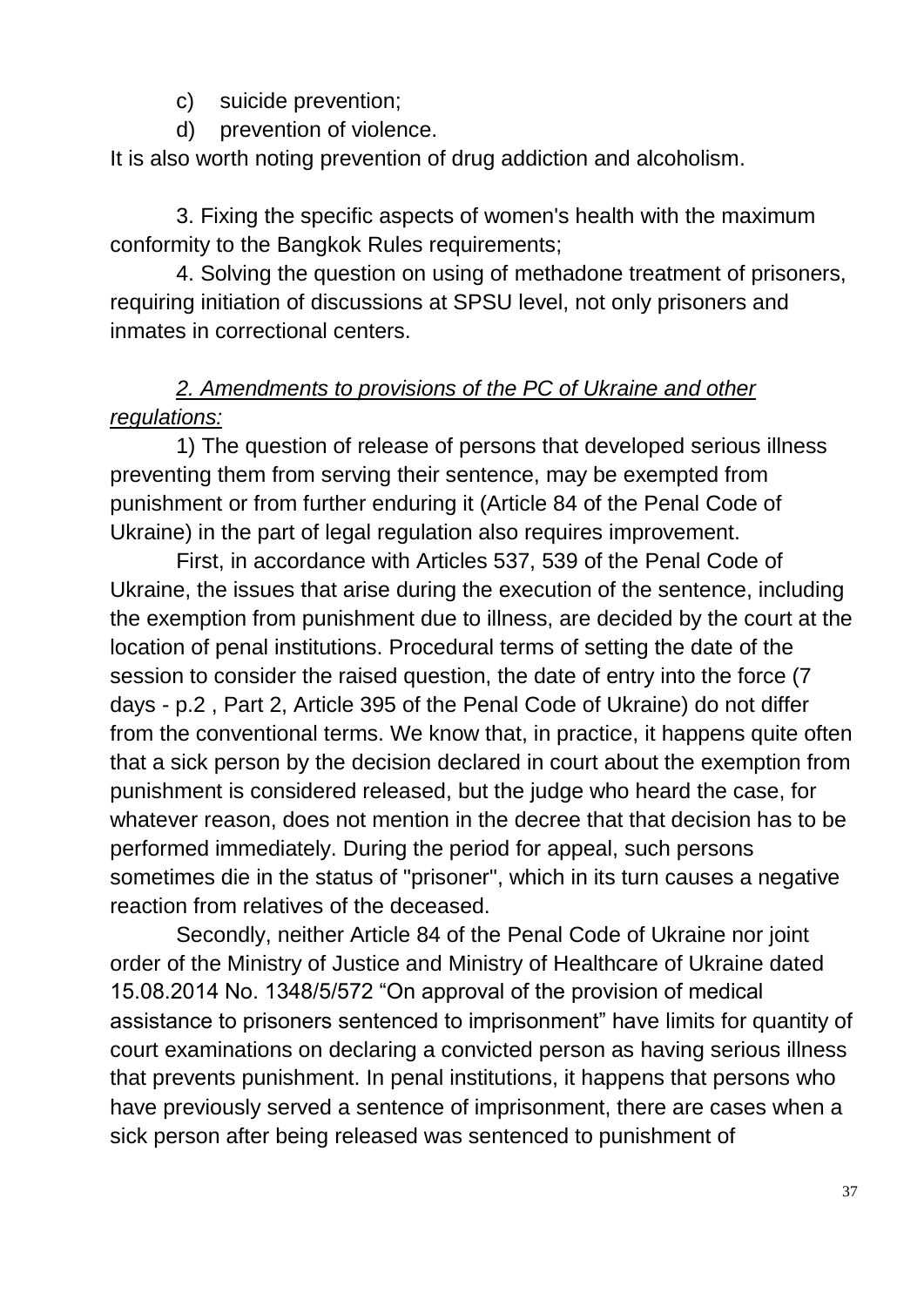c) suicide prevention;

d) prevention of violence.

It is also worth noting prevention of drug addiction and alcoholism.

3. Fixing the specific aspects of women's health with the maximum conformity to the Bangkok Rules requirements;

4. Solving the question on using of methadone treatment of prisoners, requiring initiation of discussions at SPSU level, not only prisoners and inmates in correctional centers.

*2. Amendments to provisions of the PC of Ukraine and other regulations:*

1) The question of release of persons that developed serious illness preventing them from serving their sentence, may be exempted from punishment or from further enduring it (Article 84 of the Penal Code of Ukraine) in the part of legal regulation also requires improvement.

First, in accordance with Articles 537, 539 of the Penal Code of Ukraine, the issues that arise during the execution of the sentence, including the exemption from punishment due to illness, are decided by the court at the location of penal institutions. Procedural terms of setting the date of the session to consider the raised question, the date of entry into the force (7 days - p.2 , Part 2, Article 395 of the Penal Code of Ukraine) do not differ from the conventional terms. We know that, in practice, it happens quite often that a sick person by the decision declared in court about the exemption from punishment is considered released, but the judge who heard the case, for whatever reason, does not mention in the decree that that decision has to be performed immediately. During the period for appeal, such persons sometimes die in the status of "prisoner", which in its turn causes a negative reaction from relatives of the deceased.

Secondly, neither Article 84 of the Penal Code of Ukraine nor joint order of the Ministry of Justice and Ministry of Healthcare of Ukraine dated 15.08.2014 No. 1348/5/572 "On approval of the provision of medical assistance to prisoners sentenced to imprisonment" have limits for quantity of court examinations on declaring a convicted person as having serious illness that prevents punishment. In penal institutions, it happens that persons who have previously served a sentence of imprisonment, there are cases when a sick person after being released was sentenced to punishment of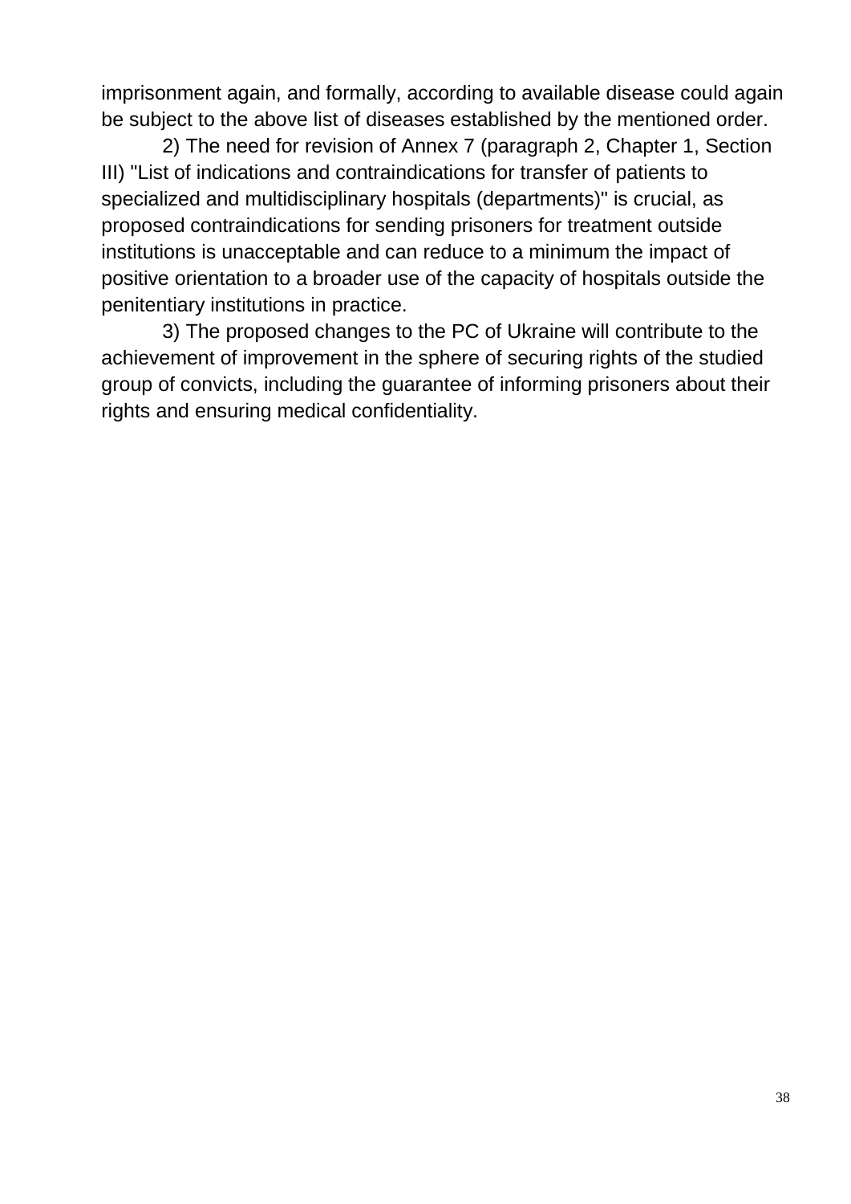imprisonment again, and formally, according to available disease could again be subject to the above list of diseases established by the mentioned order.

2) The need for revision of Annex 7 (paragraph 2, Chapter 1, Section III) "List of indications and contraindications for transfer of patients to specialized and multidisciplinary hospitals (departments)" is crucial, as proposed contraindications for sending prisoners for treatment outside institutions is unacceptable and can reduce to a minimum the impact of positive orientation to a broader use of the capacity of hospitals outside the penitentiary institutions in practice.

3) The proposed changes to the PC of Ukraine will contribute to the achievement of improvement in the sphere of securing rights of the studied group of convicts, including the guarantee of informing prisoners about their rights and ensuring medical confidentiality.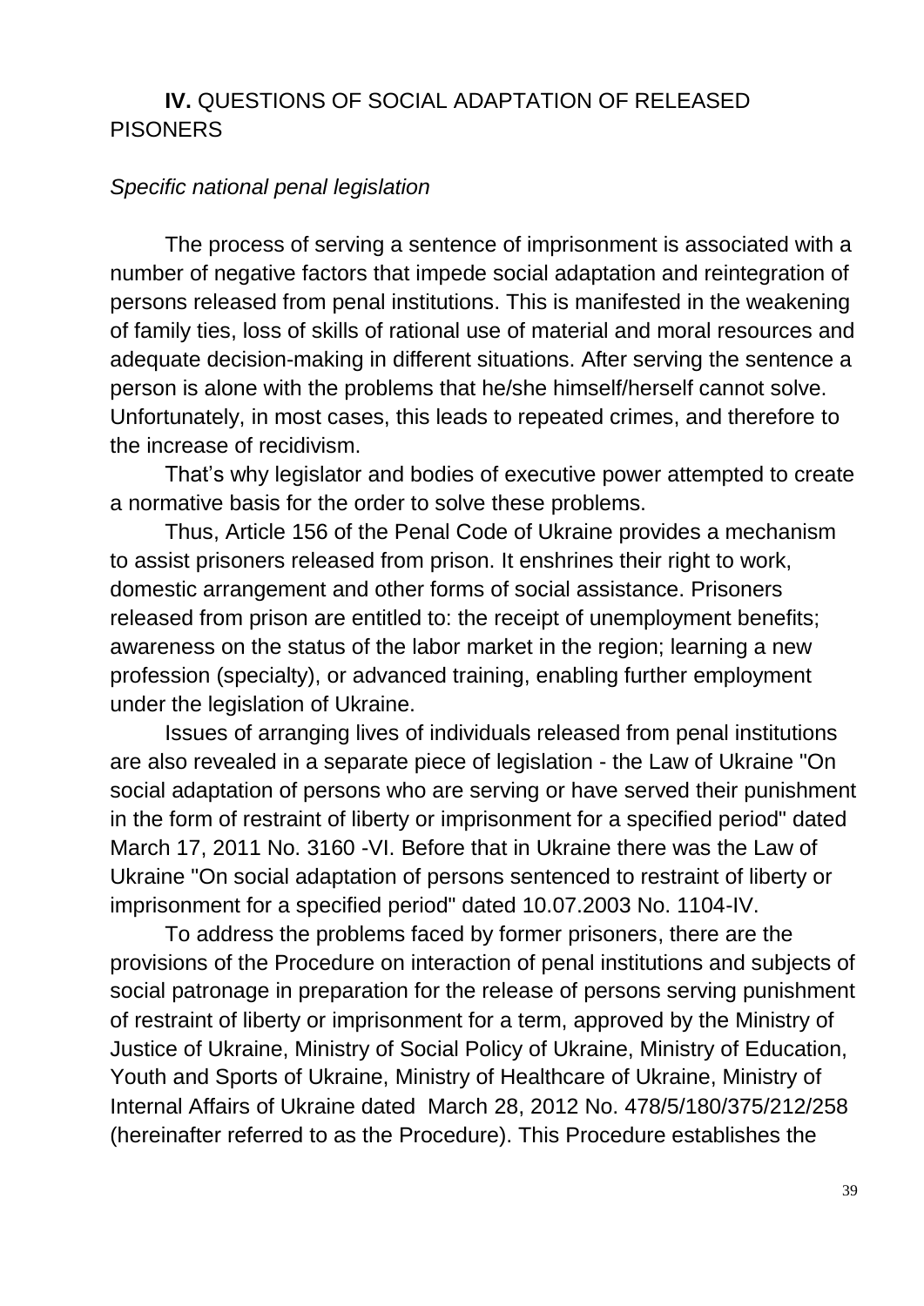## **IV.** QUESTIONS OF SOCIAL ADAPTATION OF RELEASED PISONERS

*Specific national penal legislation*

The process of serving a sentence of imprisonment is associated with a number of negative factors that impede social adaptation and reintegration of persons released from penal institutions. This is manifested in the weakening of family ties, loss of skills of rational use of material and moral resources and adequate decision-making in different situations. After serving the sentence a person is alone with the problems that he/she himself/herself cannot solve. Unfortunately, in most cases, this leads to repeated crimes, and therefore to the increase of recidivism.

That's why legislator and bodies of executive power attempted to create a normative basis for the order to solve these problems.

Thus, Article 156 of the Penal Code of Ukraine provides a mechanism to assist prisoners released from prison. It enshrines their right to work, domestic arrangement and other forms of social assistance. Prisoners released from prison are entitled to: the receipt of unemployment benefits; awareness on the status of the labor market in the region; learning a new profession (specialty), or advanced training, enabling further employment under the legislation of Ukraine.

Issues of arranging lives of individuals released from penal institutions are also revealed in a separate piece of legislation - the Law of Ukraine "On social adaptation of persons who are serving or have served their punishment in the form of restraint of liberty or imprisonment for a specified period" dated March 17, 2011 No. 3160 -VI. Before that in Ukraine there was the Law of Ukraine "On social adaptation of persons sentenced to restraint of liberty or imprisonment for a specified period" dated 10.07.2003 No. 1104-IV.

To address the problems faced by former prisoners, there are the provisions of the Procedure on interaction of penal institutions and subjects of social patronage in preparation for the release of persons serving punishment of restraint of liberty or imprisonment for a term, approved by the Ministry of Justice of Ukraine, Ministry of Social Policy of Ukraine, Ministry of Education, Youth and Sports of Ukraine, Ministry of Healthcare of Ukraine, Ministry of Internal Affairs of Ukraine dated March 28, 2012 No. 478/5/180/375/212/258 (hereinafter referred to as the Procedure). This Procedure establishes the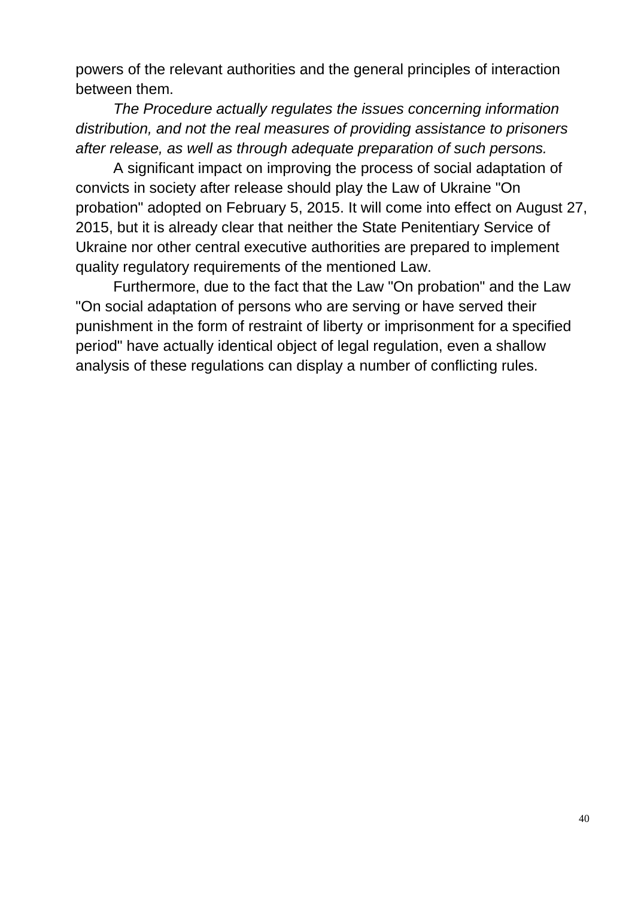powers of the relevant authorities and the general principles of interaction between them.

*The Procedure actually regulates the issues concerning information distribution, and not the real measures of providing assistance to prisoners after release, as well as through adequate preparation of such persons.*

A significant impact on improving the process of social adaptation of convicts in society after release should play the Law of Ukraine "On probation" adopted on February 5, 2015. It will come into effect on August 27, 2015, but it is already clear that neither the State Penitentiary Service of Ukraine nor other central executive authorities are prepared to implement quality regulatory requirements of the mentioned Law.

Furthermore, due to the fact that the Law "On probation" and the Law "On social adaptation of persons who are serving or have served their punishment in the form of restraint of liberty or imprisonment for a specified period" have actually identical object of legal regulation, even a shallow analysis of these regulations can display a number of conflicting rules.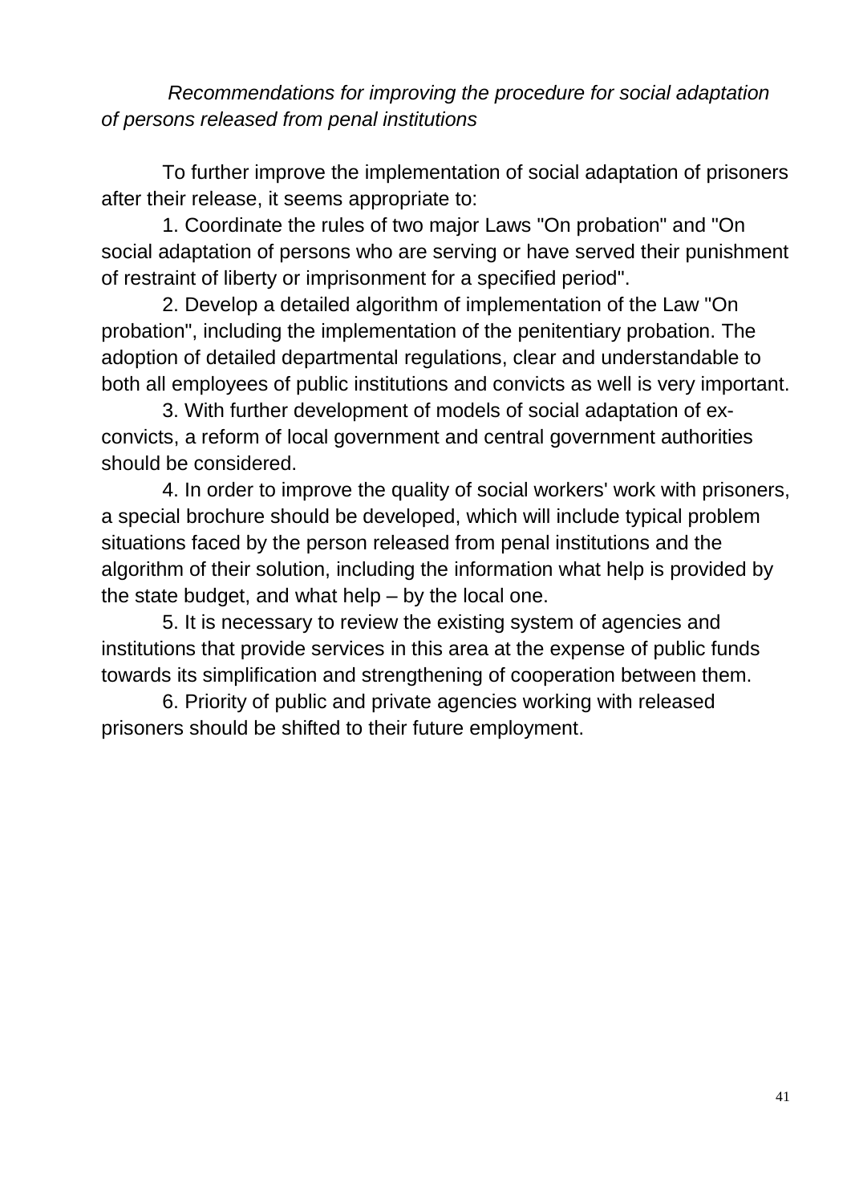*Recommendations for improving the procedure for social adaptation of persons released from penal institutions*

To further improve the implementation of social adaptation of prisoners after their release, it seems appropriate to:

1. Coordinate the rules of two major Laws "On probation" and "On social adaptation of persons who are serving or have served their punishment of restraint of liberty or imprisonment for a specified period".

2. Develop a detailed algorithm of implementation of the Law "On probation", including the implementation of the penitentiary probation. The adoption of detailed departmental regulations, clear and understandable to both all employees of public institutions and convicts as well is very important.

3. With further development of models of social adaptation of ex-convicts, a reform of local government and central government authorities should be considered.

4. In order to improve the quality of social workers' work with prisoners, a special brochure should be developed, which will include typical problem situations faced by the person released from penal institutions and the algorithm of their solution, including the information what help is provided by the state budget, and what help – by the local one.

5. It is necessary to review the existing system of agencies and institutions that provide services in this area at the expense of public funds towards its simplification and strengthening of cooperation between them.

6. Priority of public and private agencies working with released prisoners should be shifted to their future employment.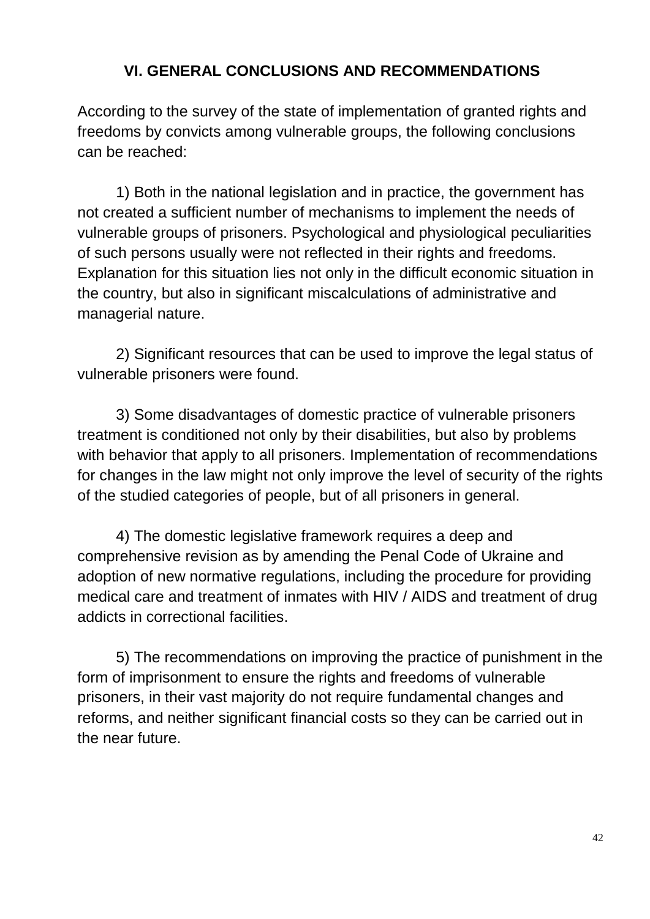# VI. GENERAL CONCLUSIONS AND RECOMMENDATIONS

According to the survey of the state of implementation of granted rights and freedoms by convicts among vulnerable groups, the following conclusions can be reached:

1) Both in the national legislation and in practice, the government has not created a sufficient number of mechanisms to implement the needs of vulnerable groups of prisoners. Psychological and physiological peculiarities of such persons usually were not reflected in their rights and freedoms. Explanation for this situation lies not only in the difficult economic situation in the country, but also in significant miscalculations of administrative and managerial nature.

2) Significant resources that can be used to improve the legal status of vulnerable prisoners were found.

3) Some disadvantages of domestic practice of vulnerable prisoners treatment is conditioned not only by their disabilities, but also by problems with behavior that apply to all prisoners. Implementation of recommendations for changes in the law might not only improve the level of security of the rights of the studied categories of people, but of all prisoners in general.

4) The domestic legislative framework requires a deep and comprehensive revision as by amending the Penal Code of Ukraine and adoption of new normative regulations, including the procedure for providing medical care and treatment of inmates with HIV / AIDS and treatment of drug addicts in correctional facilities.

5) The recommendations on improving the practice of punishment in the form of imprisonment to ensure the rights and freedoms of vulnerable prisoners, in their vast majority do not require fundamental changes and reforms, and neither significant financial costs so they can be carried out in the near future.